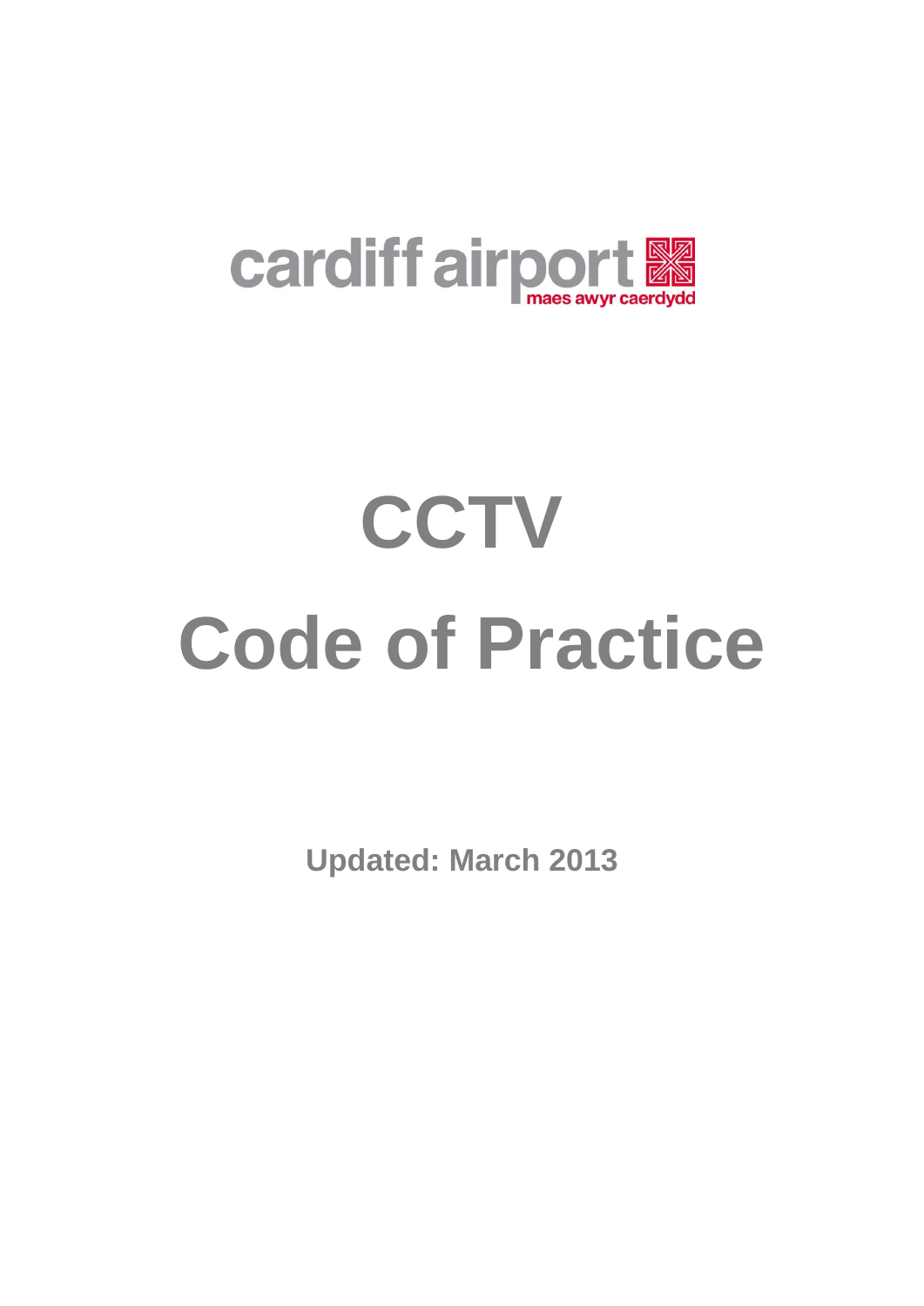cardiff airport
maes awyr caerdydd

# CCTV
# Code of Practice

**Updated: March 2013**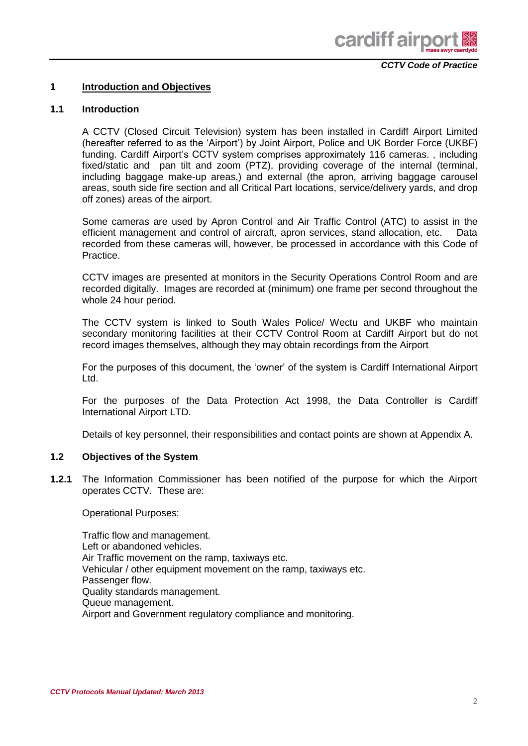## 1 Introduction and Objectives

### 1.1 Introduction

A CCTV (Closed Circuit Television) system has been installed in Cardiff Airport Limited (hereafter referred to as the 'Airport') by Joint Airport, Police and UK Border Force (UKBF) funding. Cardiff Airport's CCTV system comprises approximately 116 cameras. , including fixed/static and pan tilt and zoom (PTZ), providing coverage of the internal (terminal, including baggage make-up areas,) and external (the apron, arriving baggage carousel areas, south side fire section and all Critical Part locations, service/delivery yards, and drop off zones) areas of the airport.

Some cameras are used by Apron Control and Air Traffic Control (ATC) to assist in the efficient management and control of aircraft, apron services, stand allocation, etc. Data recorded from these cameras will, however, be processed in accordance with this Code of Practice.

CCTV images are presented at monitors in the Security Operations Control Room and are recorded digitally. Images are recorded at (minimum) one frame per second throughout the whole 24 hour period.

The CCTV system is linked to South Wales Police/ Wectu and UKBF who maintain secondary monitoring facilities at their CCTV Control Room at Cardiff Airport but do not record images themselves, although they may obtain recordings from the Airport

For the purposes of this document, the 'owner' of the system is Cardiff International Airport Ltd.

For the purposes of the Data Protection Act 1998, the Data Controller is Cardiff International Airport LTD.

Details of key personnel, their responsibilities and contact points are shown at Appendix A.

### 1.2 Objectives of the System

**1.2.1** The Information Commissioner has been notified of the purpose for which the Airport operates CCTV. These are:

Operational Purposes:

Traffic flow and management.
Left or abandoned vehicles.
Air Traffic movement on the ramp, taxiways etc.
Vehicular / other equipment movement on the ramp, taxiways etc.
Passenger flow.
Quality standards management.
Queue management.
Airport and Government regulatory compliance and monitoring.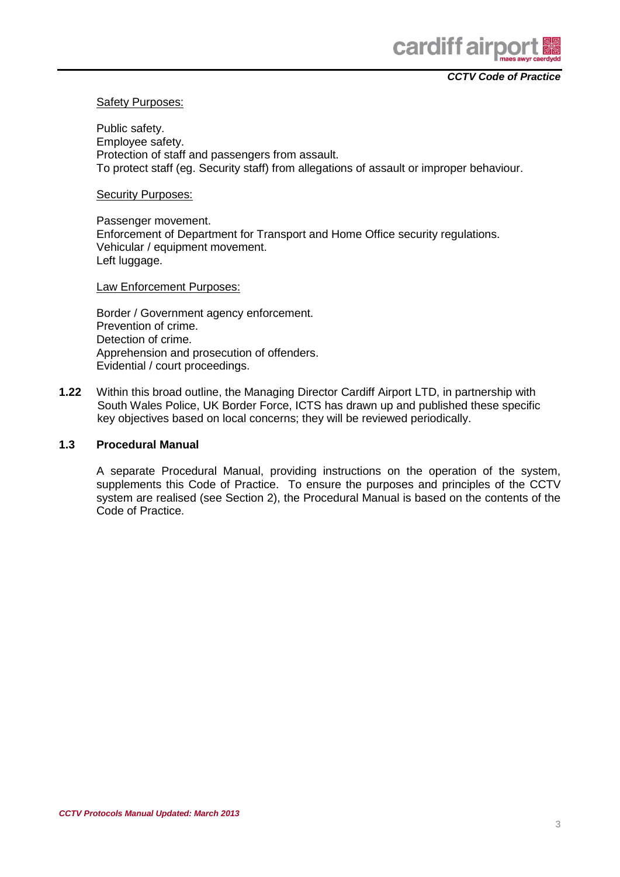Safety Purposes:

Public safety.
Employee safety.
Protection of staff and passengers from assault.
To protect staff (eg. Security staff) from allegations of assault or improper behaviour.

Security Purposes:

Passenger movement.
Enforcement of Department for Transport and Home Office security regulations.
Vehicular / equipment movement.
Left luggage.

Law Enforcement Purposes:

Border / Government agency enforcement.
Prevention of crime.
Detection of crime.
Apprehension and prosecution of offenders.
Evidential / court proceedings.

**1.22** Within this broad outline, the Managing Director Cardiff Airport LTD, in partnership with South Wales Police, UK Border Force, ICTS has drawn up and published these specific key objectives based on local concerns; they will be reviewed periodically.

### 1.3 Procedural Manual

A separate Procedural Manual, providing instructions on the operation of the system, supplements this Code of Practice. To ensure the purposes and principles of the CCTV system are realised (see Section 2), the Procedural Manual is based on the contents of the Code of Practice.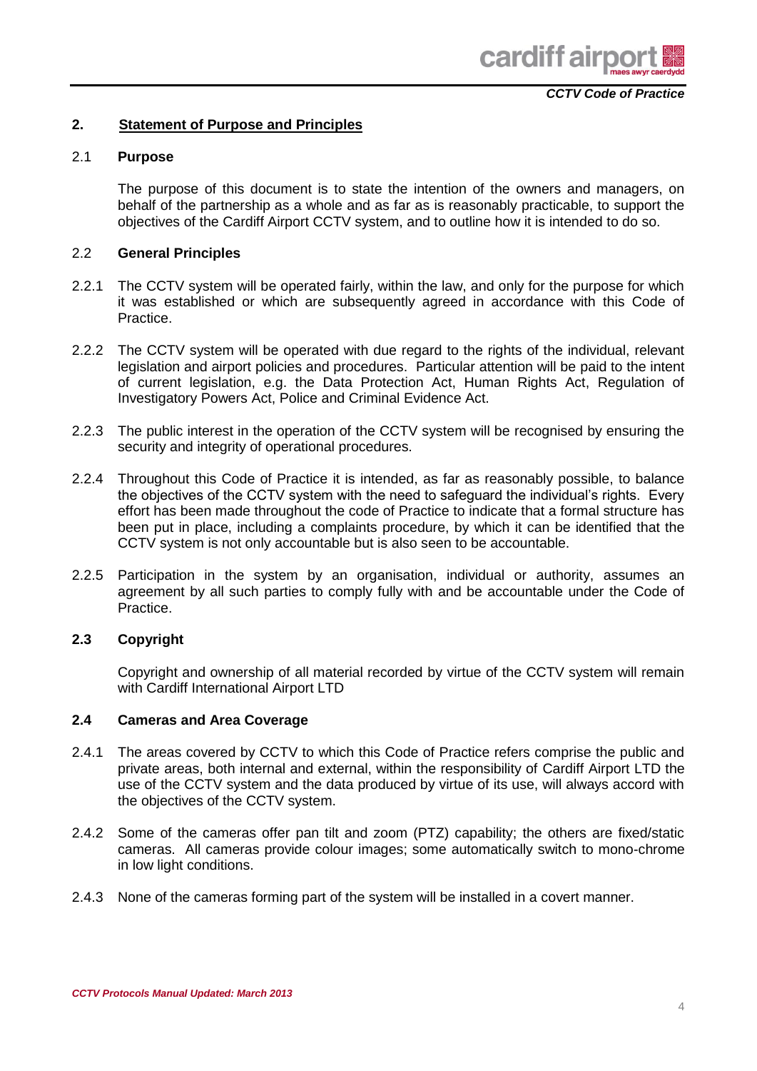## 2. Statement of Purpose and Principles

### 2.1 Purpose

The purpose of this document is to state the intention of the owners and managers, on behalf of the partnership as a whole and as far as is reasonably practicable, to support the objectives of the Cardiff Airport CCTV system, and to outline how it is intended to do so.

### 2.2 General Principles

2.2.1 The CCTV system will be operated fairly, within the law, and only for the purpose for which it was established or which are subsequently agreed in accordance with this Code of Practice.

2.2.2 The CCTV system will be operated with due regard to the rights of the individual, relevant legislation and airport policies and procedures. Particular attention will be paid to the intent of current legislation, e.g. the Data Protection Act, Human Rights Act, Regulation of Investigatory Powers Act, Police and Criminal Evidence Act.

2.2.3 The public interest in the operation of the CCTV system will be recognised by ensuring the security and integrity of operational procedures.

2.2.4 Throughout this Code of Practice it is intended, as far as reasonably possible, to balance the objectives of the CCTV system with the need to safeguard the individual's rights. Every effort has been made throughout the code of Practice to indicate that a formal structure has been put in place, including a complaints procedure, by which it can be identified that the CCTV system is not only accountable but is also seen to be accountable.

2.2.5 Participation in the system by an organisation, individual or authority, assumes an agreement by all such parties to comply fully with and be accountable under the Code of Practice.

### 2.3 Copyright

Copyright and ownership of all material recorded by virtue of the CCTV system will remain with Cardiff International Airport LTD

### 2.4 Cameras and Area Coverage

2.4.1 The areas covered by CCTV to which this Code of Practice refers comprise the public and private areas, both internal and external, within the responsibility of Cardiff Airport LTD the use of the CCTV system and the data produced by virtue of its use, will always accord with the objectives of the CCTV system.

2.4.2 Some of the cameras offer pan tilt and zoom (PTZ) capability; the others are fixed/static cameras. All cameras provide colour images; some automatically switch to mono-chrome in low light conditions.

2.4.3 None of the cameras forming part of the system will be installed in a covert manner.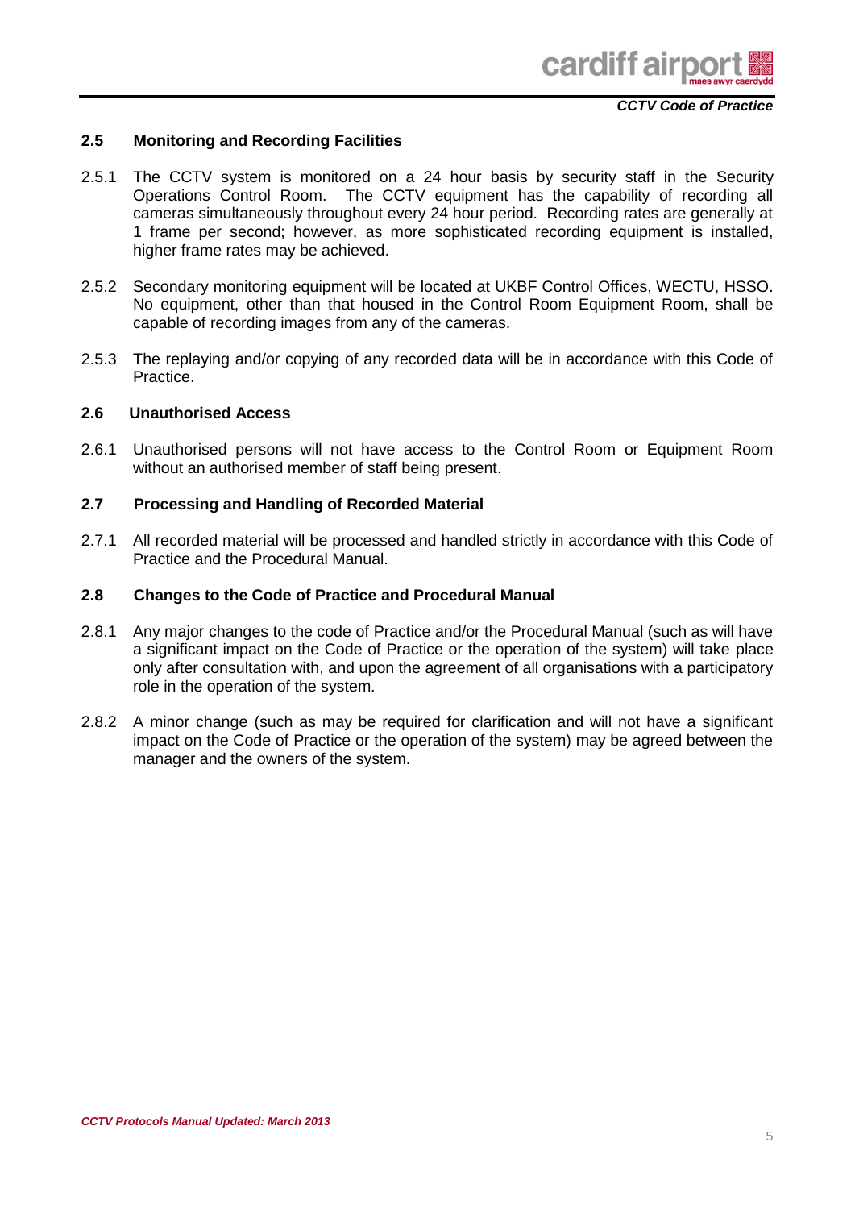## 2.5 Monitoring and Recording Facilities

2.5.1 The CCTV system is monitored on a 24 hour basis by security staff in the Security Operations Control Room. The CCTV equipment has the capability of recording all cameras simultaneously throughout every 24 hour period. Recording rates are generally at 1 frame per second; however, as more sophisticated recording equipment is installed, higher frame rates may be achieved.

2.5.2 Secondary monitoring equipment will be located at UKBF Control Offices, WECTU, HSSO. No equipment, other than that housed in the Control Room Equipment Room, shall be capable of recording images from any of the cameras.

2.5.3 The replaying and/or copying of any recorded data will be in accordance with this Code of Practice.

## 2.6 Unauthorised Access

2.6.1 Unauthorised persons will not have access to the Control Room or Equipment Room without an authorised member of staff being present.

## 2.7 Processing and Handling of Recorded Material

2.7.1 All recorded material will be processed and handled strictly in accordance with this Code of Practice and the Procedural Manual.

## 2.8 Changes to the Code of Practice and Procedural Manual

2.8.1 Any major changes to the code of Practice and/or the Procedural Manual (such as will have a significant impact on the Code of Practice or the operation of the system) will take place only after consultation with, and upon the agreement of all organisations with a participatory role in the operation of the system.

2.8.2 A minor change (such as may be required for clarification and will not have a significant impact on the Code of Practice or the operation of the system) may be agreed between the manager and the owners of the system.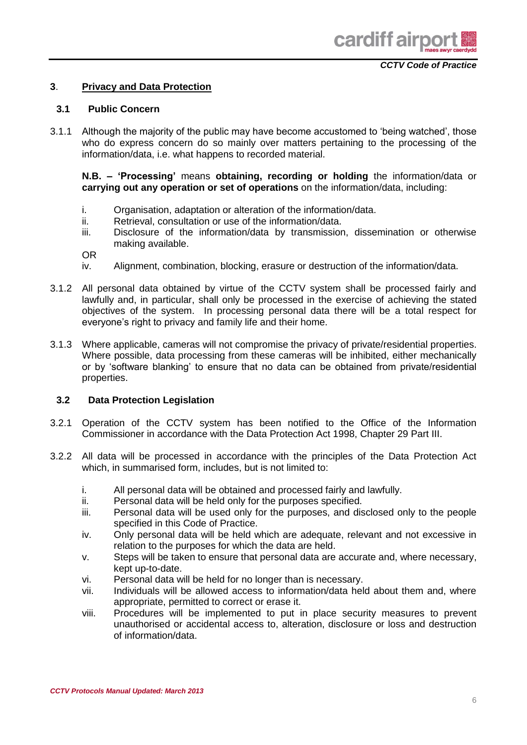## 3. Privacy and Data Protection

### 3.1 Public Concern

3.1.1 Although the majority of the public may have become accustomed to 'being watched', those who do express concern do so mainly over matters pertaining to the processing of the information/data, i.e. what happens to recorded material.

**N.B. – 'Processing'** means **obtaining, recording or holding** the information/data or **carrying out any operation or set of operations** on the information/data, including:

i. Organisation, adaptation or alteration of the information/data.
ii. Retrieval, consultation or use of the information/data.
iii. Disclosure of the information/data by transmission, dissemination or otherwise making available.

OR

iv. Alignment, combination, blocking, erasure or destruction of the information/data.

3.1.2 All personal data obtained by virtue of the CCTV system shall be processed fairly and lawfully and, in particular, shall only be processed in the exercise of achieving the stated objectives of the system. In processing personal data there will be a total respect for everyone's right to privacy and family life and their home.

3.1.3 Where applicable, cameras will not compromise the privacy of private/residential properties. Where possible, data processing from these cameras will be inhibited, either mechanically or by 'software blanking' to ensure that no data can be obtained from private/residential properties.

### 3.2 Data Protection Legislation

3.2.1 Operation of the CCTV system has been notified to the Office of the Information Commissioner in accordance with the Data Protection Act 1998, Chapter 29 Part III.

3.2.2 All data will be processed in accordance with the principles of the Data Protection Act which, in summarised form, includes, but is not limited to:

i. All personal data will be obtained and processed fairly and lawfully.
ii. Personal data will be held only for the purposes specified.
iii. Personal data will be used only for the purposes, and disclosed only to the people specified in this Code of Practice.
iv. Only personal data will be held which are adequate, relevant and not excessive in relation to the purposes for which the data are held.
v. Steps will be taken to ensure that personal data are accurate and, where necessary, kept up-to-date.
vi. Personal data will be held for no longer than is necessary.
vii. Individuals will be allowed access to information/data held about them and, where appropriate, permitted to correct or erase it.
viii. Procedures will be implemented to put in place security measures to prevent unauthorised or accidental access to, alteration, disclosure or loss and destruction of information/data.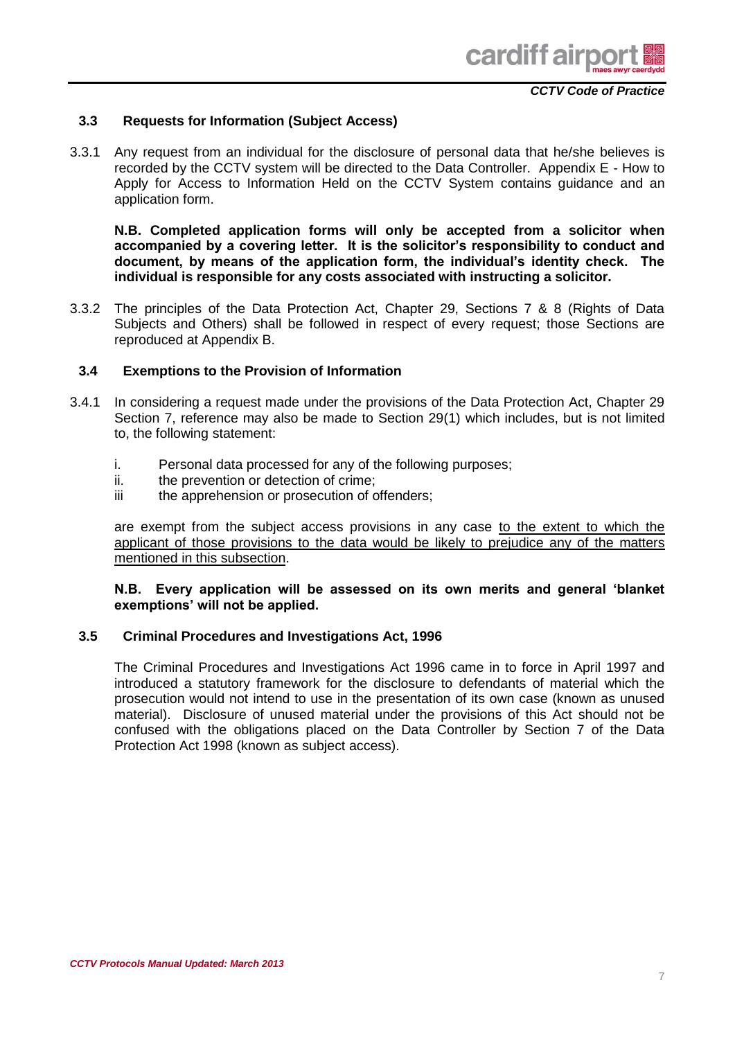### 3.3 Requests for Information (Subject Access)

3.3.1 Any request from an individual for the disclosure of personal data that he/she believes is recorded by the CCTV system will be directed to the Data Controller. Appendix E - How to Apply for Access to Information Held on the CCTV System contains guidance and an application form.

**N.B. Completed application forms will only be accepted from a solicitor when accompanied by a covering letter. It is the solicitor's responsibility to conduct and document, by means of the application form, the individual's identity check. The individual is responsible for any costs associated with instructing a solicitor.**

3.3.2 The principles of the Data Protection Act, Chapter 29, Sections 7 & 8 (Rights of Data Subjects and Others) shall be followed in respect of every request; those Sections are reproduced at Appendix B.

### 3.4 Exemptions to the Provision of Information

3.4.1 In considering a request made under the provisions of the Data Protection Act, Chapter 29 Section 7, reference may also be made to Section 29(1) which includes, but is not limited to, the following statement:

i. Personal data processed for any of the following purposes;
ii. the prevention or detection of crime;
iii the apprehension or prosecution of offenders;

are exempt from the subject access provisions in any case <u>to the extent to which the applicant of those provisions to the data would be likely to prejudice any of the matters mentioned in this subsection</u>.

**N.B. Every application will be assessed on its own merits and general 'blanket exemptions' will not be applied.**

### 3.5 Criminal Procedures and Investigations Act, 1996

The Criminal Procedures and Investigations Act 1996 came in to force in April 1997 and introduced a statutory framework for the disclosure to defendants of material which the prosecution would not intend to use in the presentation of its own case (known as unused material). Disclosure of unused material under the provisions of this Act should not be confused with the obligations placed on the Data Controller by Section 7 of the Data Protection Act 1998 (known as subject access).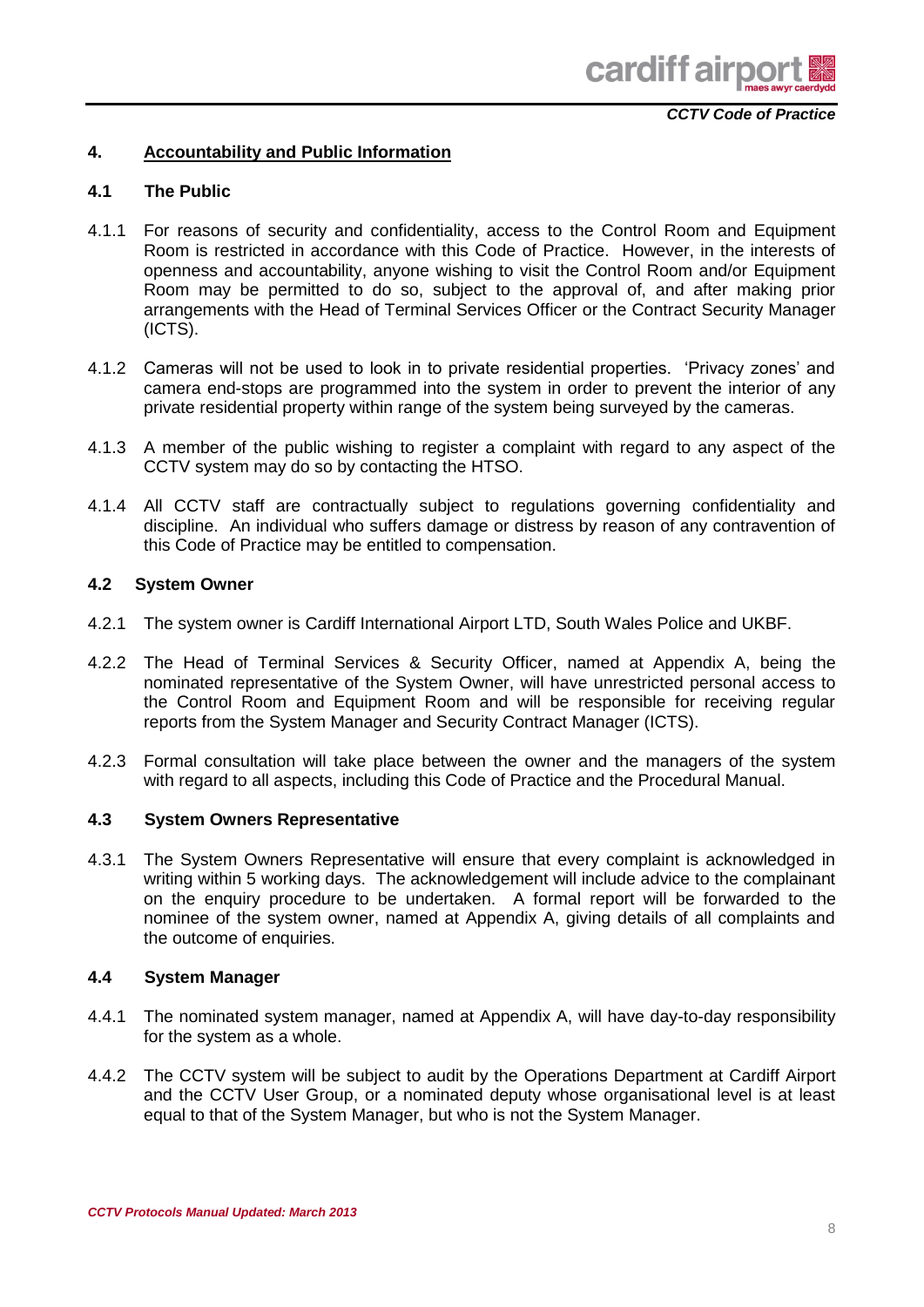## 4. Accountability and Public Information

### 4.1 The Public

4.1.1 For reasons of security and confidentiality, access to the Control Room and Equipment Room is restricted in accordance with this Code of Practice. However, in the interests of openness and accountability, anyone wishing to visit the Control Room and/or Equipment Room may be permitted to do so, subject to the approval of, and after making prior arrangements with the Head of Terminal Services Officer or the Contract Security Manager (ICTS).

4.1.2 Cameras will not be used to look in to private residential properties. 'Privacy zones' and camera end-stops are programmed into the system in order to prevent the interior of any private residential property within range of the system being surveyed by the cameras.

4.1.3 A member of the public wishing to register a complaint with regard to any aspect of the CCTV system may do so by contacting the HTSO.

4.1.4 All CCTV staff are contractually subject to regulations governing confidentiality and discipline. An individual who suffers damage or distress by reason of any contravention of this Code of Practice may be entitled to compensation.

### 4.2 System Owner

4.2.1 The system owner is Cardiff International Airport LTD, South Wales Police and UKBF.

4.2.2 The Head of Terminal Services & Security Officer, named at Appendix A, being the nominated representative of the System Owner, will have unrestricted personal access to the Control Room and Equipment Room and will be responsible for receiving regular reports from the System Manager and Security Contract Manager (ICTS).

4.2.3 Formal consultation will take place between the owner and the managers of the system with regard to all aspects, including this Code of Practice and the Procedural Manual.

### 4.3 System Owners Representative

4.3.1 The System Owners Representative will ensure that every complaint is acknowledged in writing within 5 working days. The acknowledgement will include advice to the complainant on the enquiry procedure to be undertaken. A formal report will be forwarded to the nominee of the system owner, named at Appendix A, giving details of all complaints and the outcome of enquiries.

### 4.4 System Manager

4.4.1 The nominated system manager, named at Appendix A, will have day-to-day responsibility for the system as a whole.

4.4.2 The CCTV system will be subject to audit by the Operations Department at Cardiff Airport and the CCTV User Group, or a nominated deputy whose organisational level is at least equal to that of the System Manager, but who is not the System Manager.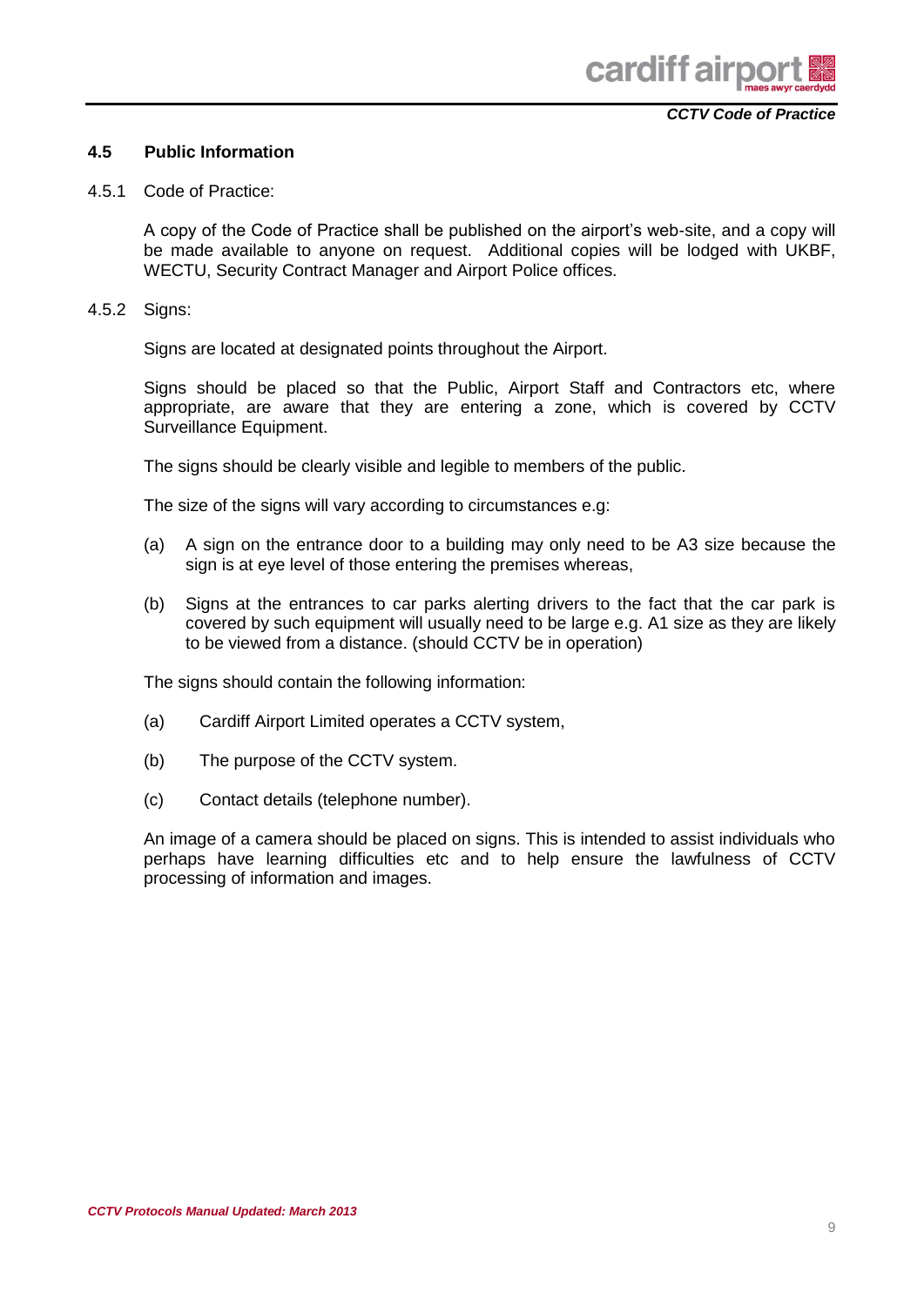### 4.5 Public Information

4.5.1 Code of Practice:

A copy of the Code of Practice shall be published on the airport's web-site, and a copy will be made available to anyone on request. Additional copies will be lodged with UKBF, WECTU, Security Contract Manager and Airport Police offices.

4.5.2 Signs:

Signs are located at designated points throughout the Airport.

Signs should be placed so that the Public, Airport Staff and Contractors etc, where appropriate, are aware that they are entering a zone, which is covered by CCTV Surveillance Equipment.

The signs should be clearly visible and legible to members of the public.

The size of the signs will vary according to circumstances e.g:

(a) A sign on the entrance door to a building may only need to be A3 size because the sign is at eye level of those entering the premises whereas,

(b) Signs at the entrances to car parks alerting drivers to the fact that the car park is covered by such equipment will usually need to be large e.g. A1 size as they are likely to be viewed from a distance. (should CCTV be in operation)

The signs should contain the following information:

(a) Cardiff Airport Limited operates a CCTV system,

(b) The purpose of the CCTV system.

(c) Contact details (telephone number).

An image of a camera should be placed on signs. This is intended to assist individuals who perhaps have learning difficulties etc and to help ensure the lawfulness of CCTV processing of information and images.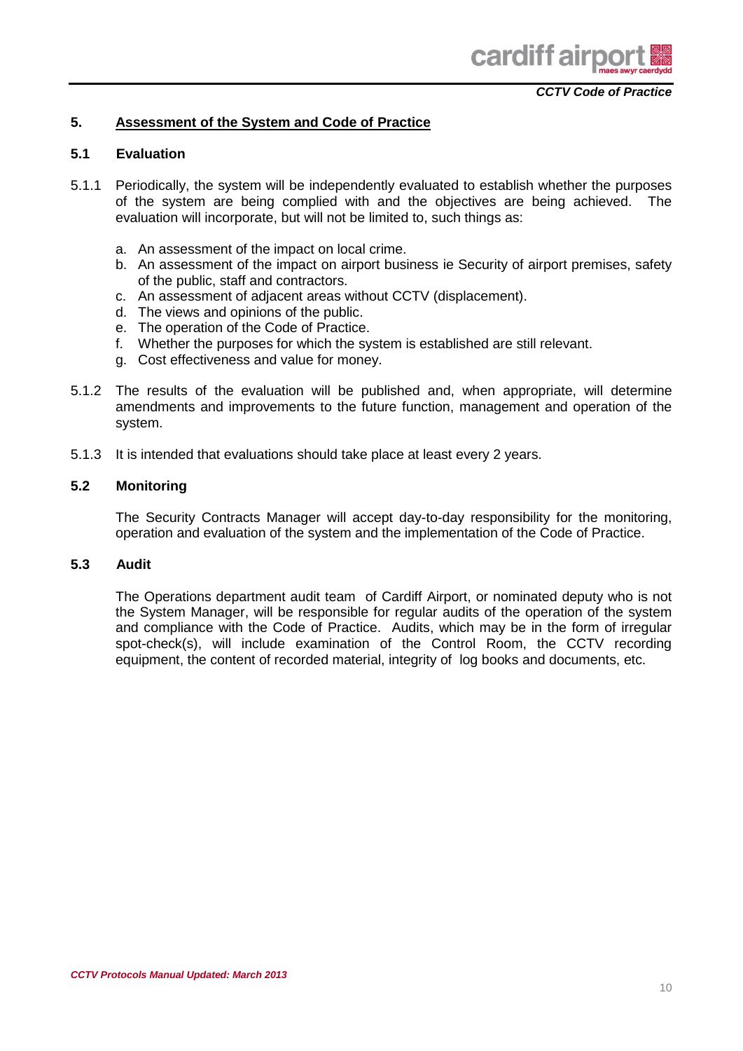## 5. Assessment of the System and Code of Practice

### 5.1 Evaluation

5.1.1 Periodically, the system will be independently evaluated to establish whether the purposes of the system are being complied with and the objectives are being achieved. The evaluation will incorporate, but will not be limited to, such things as:

a. An assessment of the impact on local crime.
b. An assessment of the impact on airport business ie Security of airport premises, safety of the public, staff and contractors.
c. An assessment of adjacent areas without CCTV (displacement).
d. The views and opinions of the public.
e. The operation of the Code of Practice.
f. Whether the purposes for which the system is established are still relevant.
g. Cost effectiveness and value for money.

5.1.2 The results of the evaluation will be published and, when appropriate, will determine amendments and improvements to the future function, management and operation of the system.

5.1.3 It is intended that evaluations should take place at least every 2 years.

### 5.2 Monitoring

The Security Contracts Manager will accept day-to-day responsibility for the monitoring, operation and evaluation of the system and the implementation of the Code of Practice.

### 5.3 Audit

The Operations department audit team of Cardiff Airport, or nominated deputy who is not the System Manager, will be responsible for regular audits of the operation of the system and compliance with the Code of Practice. Audits, which may be in the form of irregular spot-check(s), will include examination of the Control Room, the CCTV recording equipment, the content of recorded material, integrity of log books and documents, etc.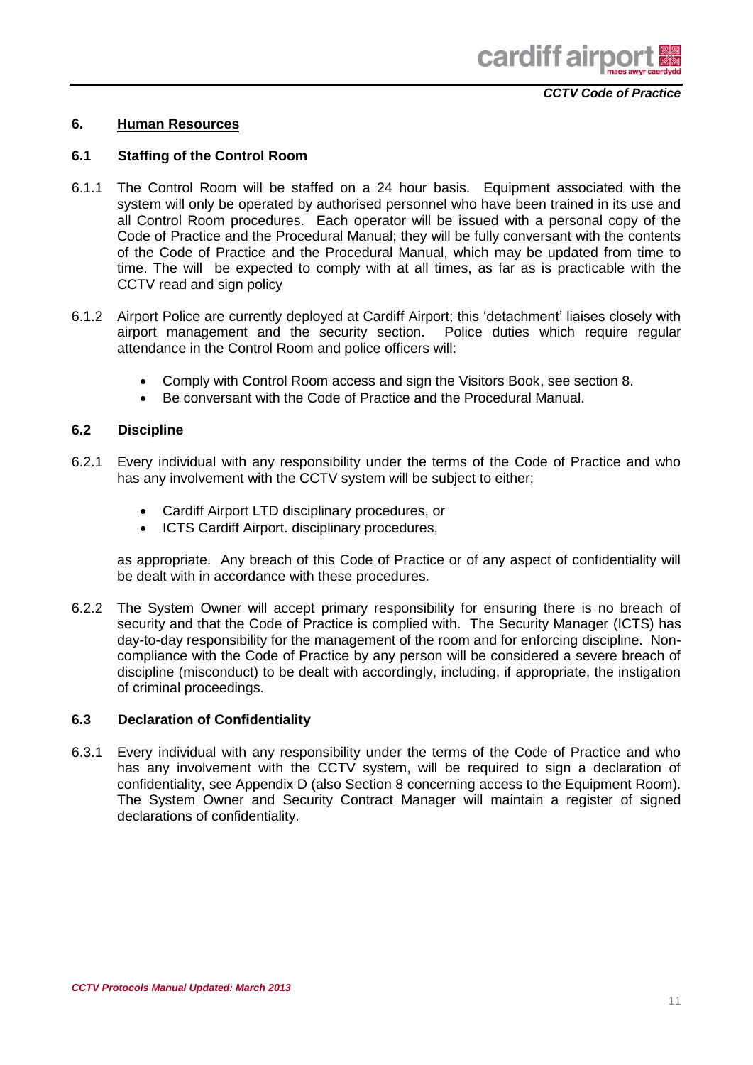## 6. Human Resources

### 6.1 Staffing of the Control Room

6.1.1 The Control Room will be staffed on a 24 hour basis. Equipment associated with the system will only be operated by authorised personnel who have been trained in its use and all Control Room procedures. Each operator will be issued with a personal copy of the Code of Practice and the Procedural Manual; they will be fully conversant with the contents of the Code of Practice and the Procedural Manual, which may be updated from time to time. The will be expected to comply with at all times, as far as is practicable with the CCTV read and sign policy

6.1.2 Airport Police are currently deployed at Cardiff Airport; this 'detachment' liaises closely with airport management and the security section. Police duties which require regular attendance in the Control Room and police officers will:

- Comply with Control Room access and sign the Visitors Book, see section 8.
- Be conversant with the Code of Practice and the Procedural Manual.

### 6.2 Discipline

6.2.1 Every individual with any responsibility under the terms of the Code of Practice and who has any involvement with the CCTV system will be subject to either;

- Cardiff Airport LTD disciplinary procedures, or
- ICTS Cardiff Airport. disciplinary procedures,

as appropriate. Any breach of this Code of Practice or of any aspect of confidentiality will be dealt with in accordance with these procedures.

6.2.2 The System Owner will accept primary responsibility for ensuring there is no breach of security and that the Code of Practice is complied with. The Security Manager (ICTS) has day-to-day responsibility for the management of the room and for enforcing discipline. Non-compliance with the Code of Practice by any person will be considered a severe breach of discipline (misconduct) to be dealt with accordingly, including, if appropriate, the instigation of criminal proceedings.

### 6.3 Declaration of Confidentiality

6.3.1 Every individual with any responsibility under the terms of the Code of Practice and who has any involvement with the CCTV system, will be required to sign a declaration of confidentiality, see Appendix D (also Section 8 concerning access to the Equipment Room). The System Owner and Security Contract Manager will maintain a register of signed declarations of confidentiality.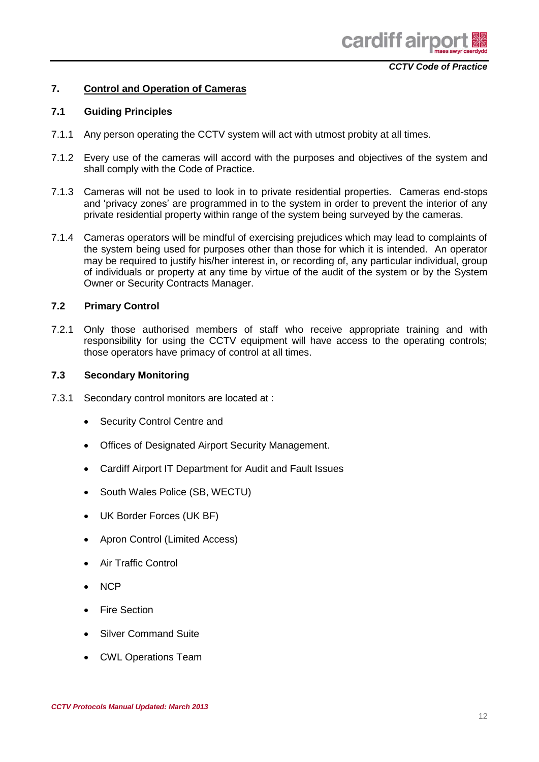## 7. Control and Operation of Cameras

### 7.1 Guiding Principles

7.1.1 Any person operating the CCTV system will act with utmost probity at all times.

7.1.2 Every use of the cameras will accord with the purposes and objectives of the system and shall comply with the Code of Practice.

7.1.3 Cameras will not be used to look in to private residential properties. Cameras end-stops and 'privacy zones' are programmed in to the system in order to prevent the interior of any private residential property within range of the system being surveyed by the cameras.

7.1.4 Cameras operators will be mindful of exercising prejudices which may lead to complaints of the system being used for purposes other than those for which it is intended. An operator may be required to justify his/her interest in, or recording of, any particular individual, group of individuals or property at any time by virtue of the audit of the system or by the System Owner or Security Contracts Manager.

### 7.2 Primary Control

7.2.1 Only those authorised members of staff who receive appropriate training and with responsibility for using the CCTV equipment will have access to the operating controls; those operators have primacy of control at all times.

### 7.3 Secondary Monitoring

7.3.1 Secondary control monitors are located at :

- Security Control Centre and
- Offices of Designated Airport Security Management.
- Cardiff Airport IT Department for Audit and Fault Issues
- South Wales Police (SB, WECTU)
- UK Border Forces (UK BF)
- Apron Control (Limited Access)
- Air Traffic Control
- NCP
- Fire Section
- Silver Command Suite
- CWL Operations Team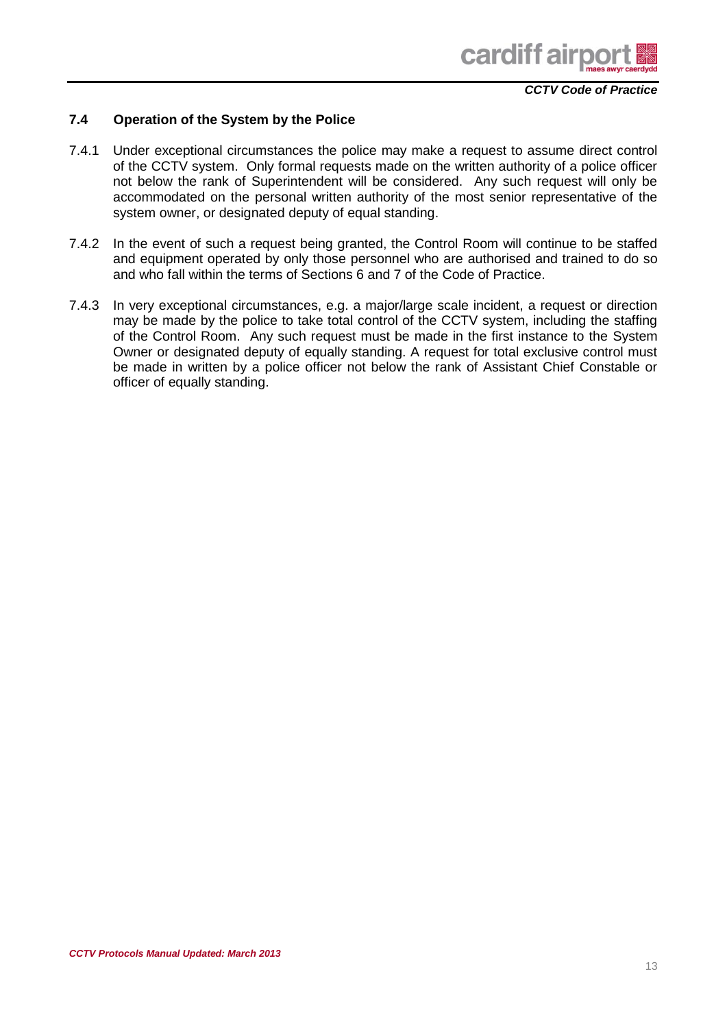### 7.4 Operation of the System by the Police

7.4.1 Under exceptional circumstances the police may make a request to assume direct control of the CCTV system. Only formal requests made on the written authority of a police officer not below the rank of Superintendent will be considered. Any such request will only be accommodated on the personal written authority of the most senior representative of the system owner, or designated deputy of equal standing.

7.4.2 In the event of such a request being granted, the Control Room will continue to be staffed and equipment operated by only those personnel who are authorised and trained to do so and who fall within the terms of Sections 6 and 7 of the Code of Practice.

7.4.3 In very exceptional circumstances, e.g. a major/large scale incident, a request or direction may be made by the police to take total control of the CCTV system, including the staffing of the Control Room. Any such request must be made in the first instance to the System Owner or designated deputy of equally standing. A request for total exclusive control must be made in written by a police officer not below the rank of Assistant Chief Constable or officer of equally standing.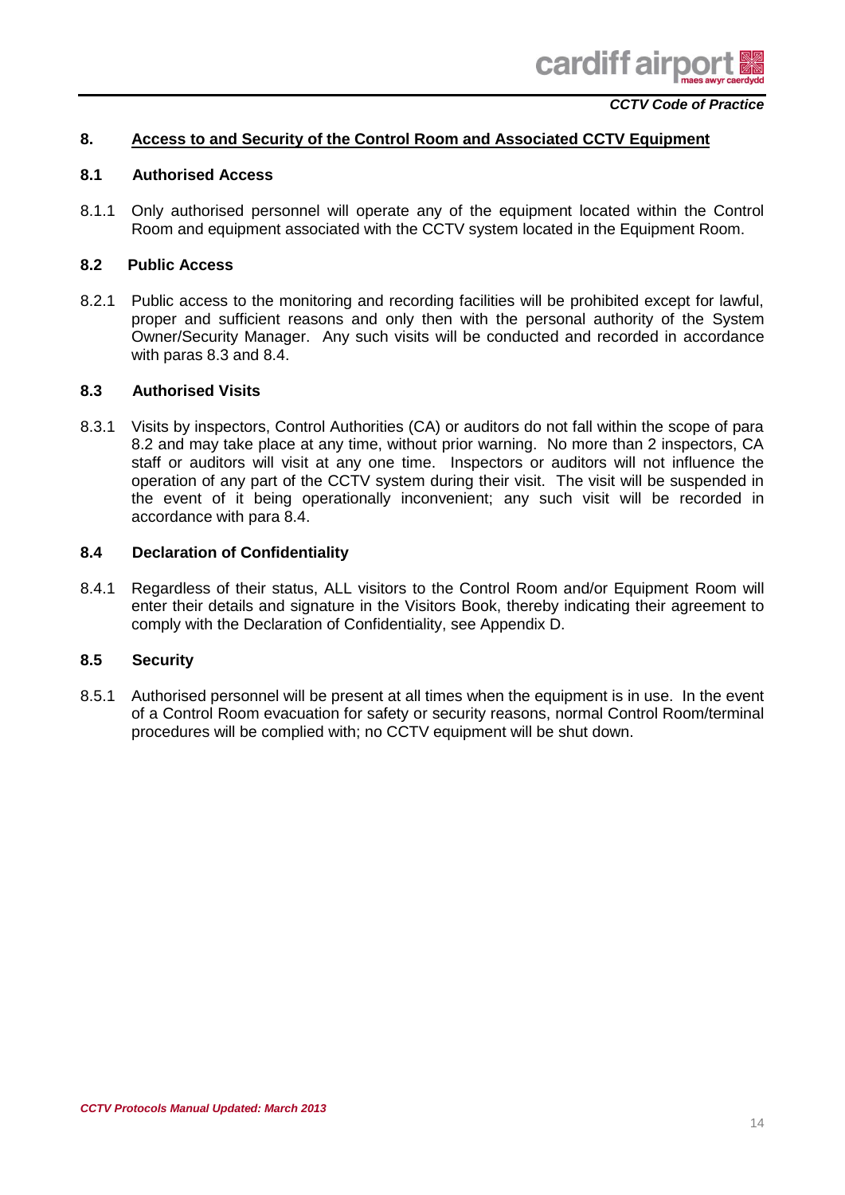## 8. Access to and Security of the Control Room and Associated CCTV Equipment

### 8.1 Authorised Access

8.1.1 Only authorised personnel will operate any of the equipment located within the Control Room and equipment associated with the CCTV system located in the Equipment Room.

### 8.2 Public Access

8.2.1 Public access to the monitoring and recording facilities will be prohibited except for lawful, proper and sufficient reasons and only then with the personal authority of the System Owner/Security Manager. Any such visits will be conducted and recorded in accordance with paras 8.3 and 8.4.

### 8.3 Authorised Visits

8.3.1 Visits by inspectors, Control Authorities (CA) or auditors do not fall within the scope of para 8.2 and may take place at any time, without prior warning. No more than 2 inspectors, CA staff or auditors will visit at any one time. Inspectors or auditors will not influence the operation of any part of the CCTV system during their visit. The visit will be suspended in the event of it being operationally inconvenient; any such visit will be recorded in accordance with para 8.4.

### 8.4 Declaration of Confidentiality

8.4.1 Regardless of their status, ALL visitors to the Control Room and/or Equipment Room will enter their details and signature in the Visitors Book, thereby indicating their agreement to comply with the Declaration of Confidentiality, see Appendix D.

### 8.5 Security

8.5.1 Authorised personnel will be present at all times when the equipment is in use. In the event of a Control Room evacuation for safety or security reasons, normal Control Room/terminal procedures will be complied with; no CCTV equipment will be shut down.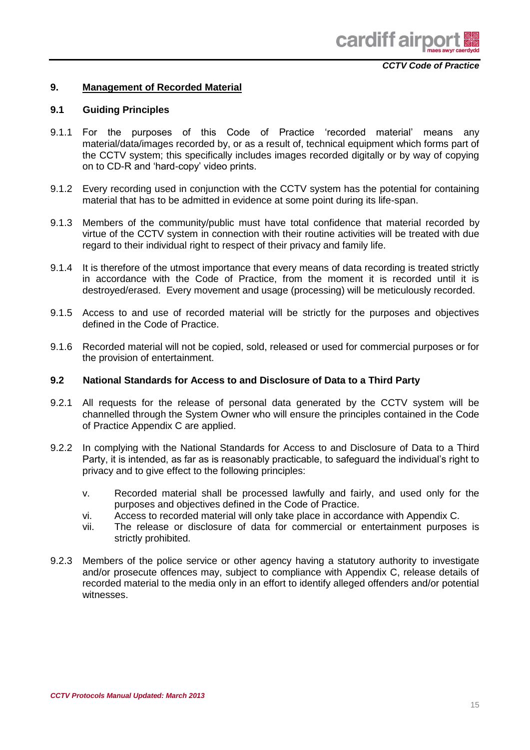## 9. Management of Recorded Material

### 9.1 Guiding Principles

9.1.1 For the purposes of this Code of Practice 'recorded material' means any material/data/images recorded by, or as a result of, technical equipment which forms part of the CCTV system; this specifically includes images recorded digitally or by way of copying on to CD-R and 'hard-copy' video prints.

9.1.2 Every recording used in conjunction with the CCTV system has the potential for containing material that has to be admitted in evidence at some point during its life-span.

9.1.3 Members of the community/public must have total confidence that material recorded by virtue of the CCTV system in connection with their routine activities will be treated with due regard to their individual right to respect of their privacy and family life.

9.1.4 It is therefore of the utmost importance that every means of data recording is treated strictly in accordance with the Code of Practice, from the moment it is recorded until it is destroyed/erased. Every movement and usage (processing) will be meticulously recorded.

9.1.5 Access to and use of recorded material will be strictly for the purposes and objectives defined in the Code of Practice.

9.1.6 Recorded material will not be copied, sold, released or used for commercial purposes or for the provision of entertainment.

### 9.2 National Standards for Access to and Disclosure of Data to a Third Party

9.2.1 All requests for the release of personal data generated by the CCTV system will be channelled through the System Owner who will ensure the principles contained in the Code of Practice Appendix C are applied.

9.2.2 In complying with the National Standards for Access to and Disclosure of Data to a Third Party, it is intended, as far as is reasonably practicable, to safeguard the individual's right to privacy and to give effect to the following principles:

- v. Recorded material shall be processed lawfully and fairly, and used only for the purposes and objectives defined in the Code of Practice.
- vi. Access to recorded material will only take place in accordance with Appendix C.
- vii. The release or disclosure of data for commercial or entertainment purposes is strictly prohibited.

9.2.3 Members of the police service or other agency having a statutory authority to investigate and/or prosecute offences may, subject to compliance with Appendix C, release details of recorded material to the media only in an effort to identify alleged offenders and/or potential witnesses.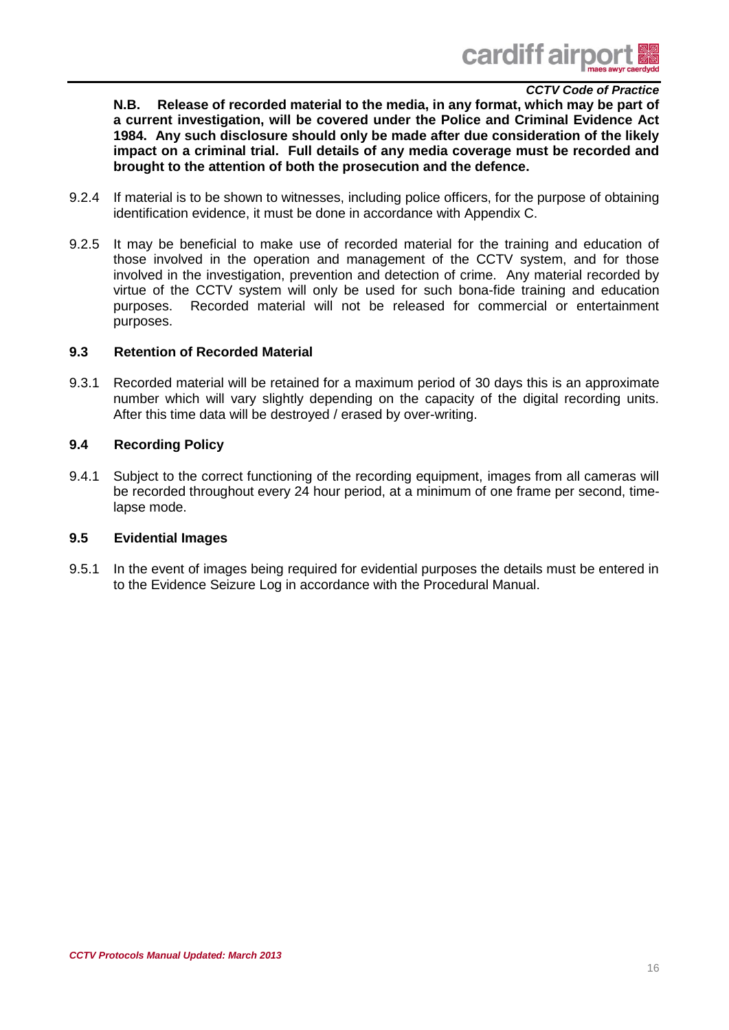**N.B. Release of recorded material to the media, in any format, which may be part of a current investigation, will be covered under the Police and Criminal Evidence Act 1984. Any such disclosure should only be made after due consideration of the likely impact on a criminal trial. Full details of any media coverage must be recorded and brought to the attention of both the prosecution and the defence.**

9.2.4 If material is to be shown to witnesses, including police officers, for the purpose of obtaining identification evidence, it must be done in accordance with Appendix C.

9.2.5 It may be beneficial to make use of recorded material for the training and education of those involved in the operation and management of the CCTV system, and for those involved in the investigation, prevention and detection of crime. Any material recorded by virtue of the CCTV system will only be used for such bona-fide training and education purposes. Recorded material will not be released for commercial or entertainment purposes.

### 9.3 Retention of Recorded Material

9.3.1 Recorded material will be retained for a maximum period of 30 days this is an approximate number which will vary slightly depending on the capacity of the digital recording units. After this time data will be destroyed / erased by over-writing.

### 9.4 Recording Policy

9.4.1 Subject to the correct functioning of the recording equipment, images from all cameras will be recorded throughout every 24 hour period, at a minimum of one frame per second, time-lapse mode.

### 9.5 Evidential Images

9.5.1 In the event of images being required for evidential purposes the details must be entered in to the Evidence Seizure Log in accordance with the Procedural Manual.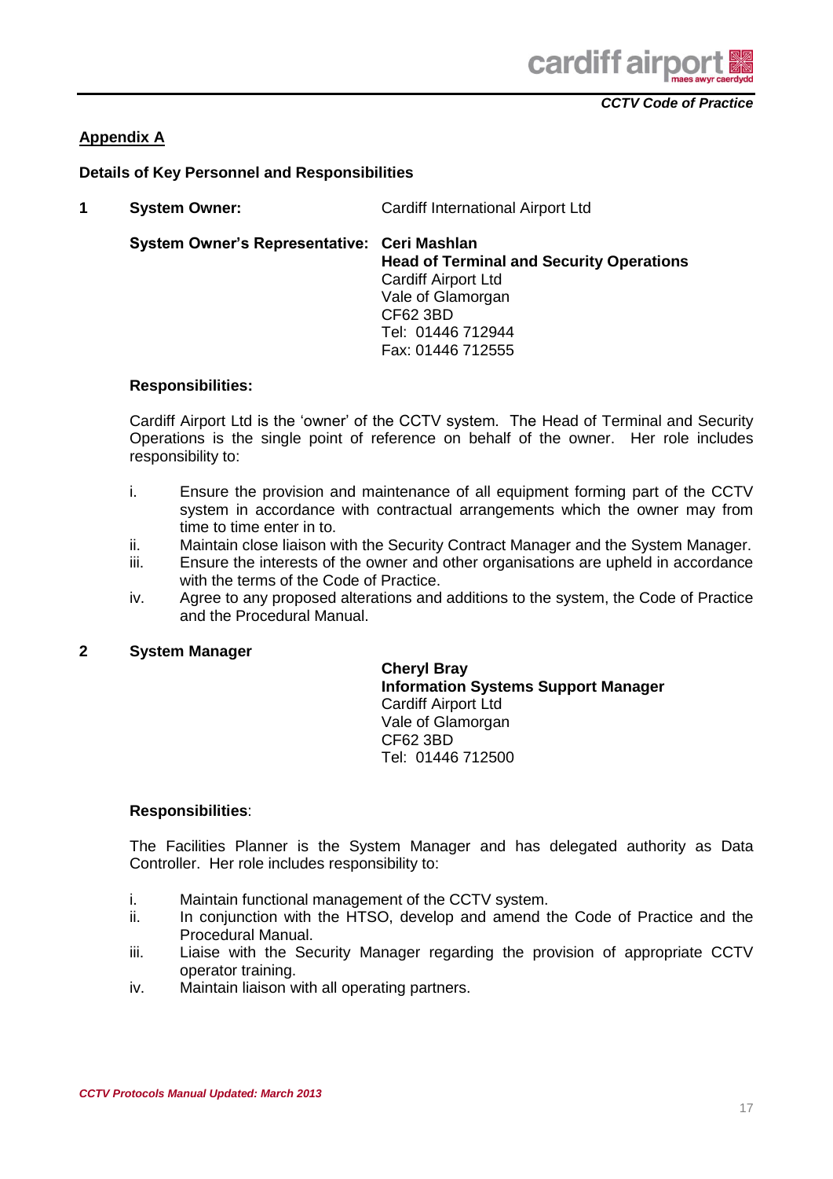## Appendix A

**Details of Key Personnel and Responsibilities**

**1 System Owner:** Cardiff International Airport Ltd

**System Owner's Representative:** **Ceri Mashlan**
**Head of Terminal and Security Operations**
Cardiff Airport Ltd
Vale of Glamorgan
CF62 3BD
Tel: 01446 712944
Fax: 01446 712555

**Responsibilities:**

Cardiff Airport Ltd is the 'owner' of the CCTV system. The Head of Terminal and Security Operations is the single point of reference on behalf of the owner. Her role includes responsibility to:

i. Ensure the provision and maintenance of all equipment forming part of the CCTV system in accordance with contractual arrangements which the owner may from time to time enter in to.
ii. Maintain close liaison with the Security Contract Manager and the System Manager.
iii. Ensure the interests of the owner and other organisations are upheld in accordance with the terms of the Code of Practice.
iv. Agree to any proposed alterations and additions to the system, the Code of Practice and the Procedural Manual.

**2 System Manager**

**Cheryl Bray**
**Information Systems Support Manager**
Cardiff Airport Ltd
Vale of Glamorgan
CF62 3BD
Tel: 01446 712500

**Responsibilities**:

The Facilities Planner is the System Manager and has delegated authority as Data Controller. Her role includes responsibility to:

i. Maintain functional management of the CCTV system.
ii. In conjunction with the HTSO, develop and amend the Code of Practice and the Procedural Manual.
iii. Liaise with the Security Manager regarding the provision of appropriate CCTV operator training.
iv. Maintain liaison with all operating partners.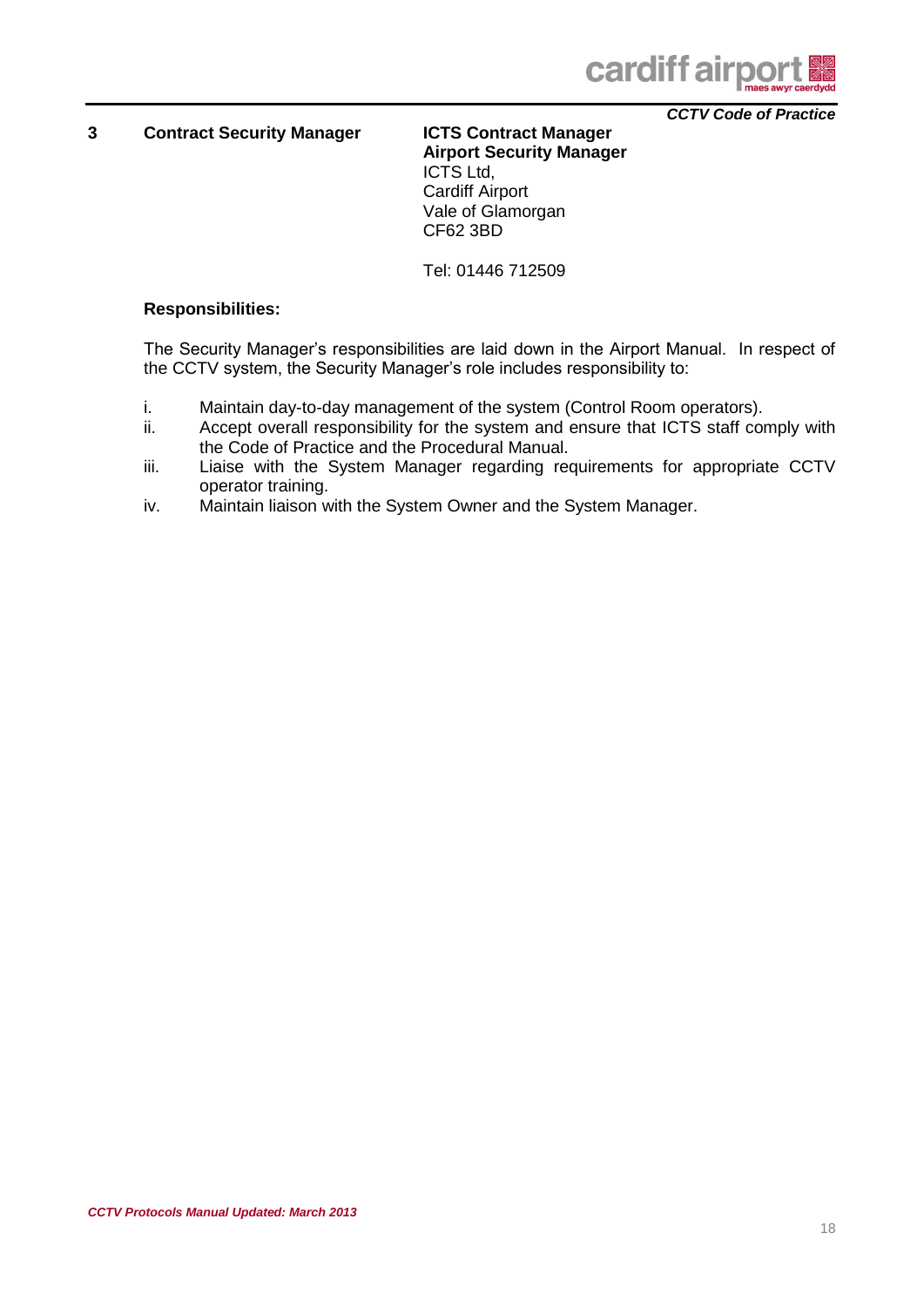**3 Contract Security Manager**

**ICTS Contract Manager**
**Airport Security Manager**
ICTS Ltd,
Cardiff Airport
Vale of Glamorgan
CF62 3BD

Tel: 01446 712509

**Responsibilities:**

The Security Manager's responsibilities are laid down in the Airport Manual. In respect of the CCTV system, the Security Manager's role includes responsibility to:

i. Maintain day-to-day management of the system (Control Room operators).
ii. Accept overall responsibility for the system and ensure that ICTS staff comply with the Code of Practice and the Procedural Manual.
iii. Liaise with the System Manager regarding requirements for appropriate CCTV operator training.
iv. Maintain liaison with the System Owner and the System Manager.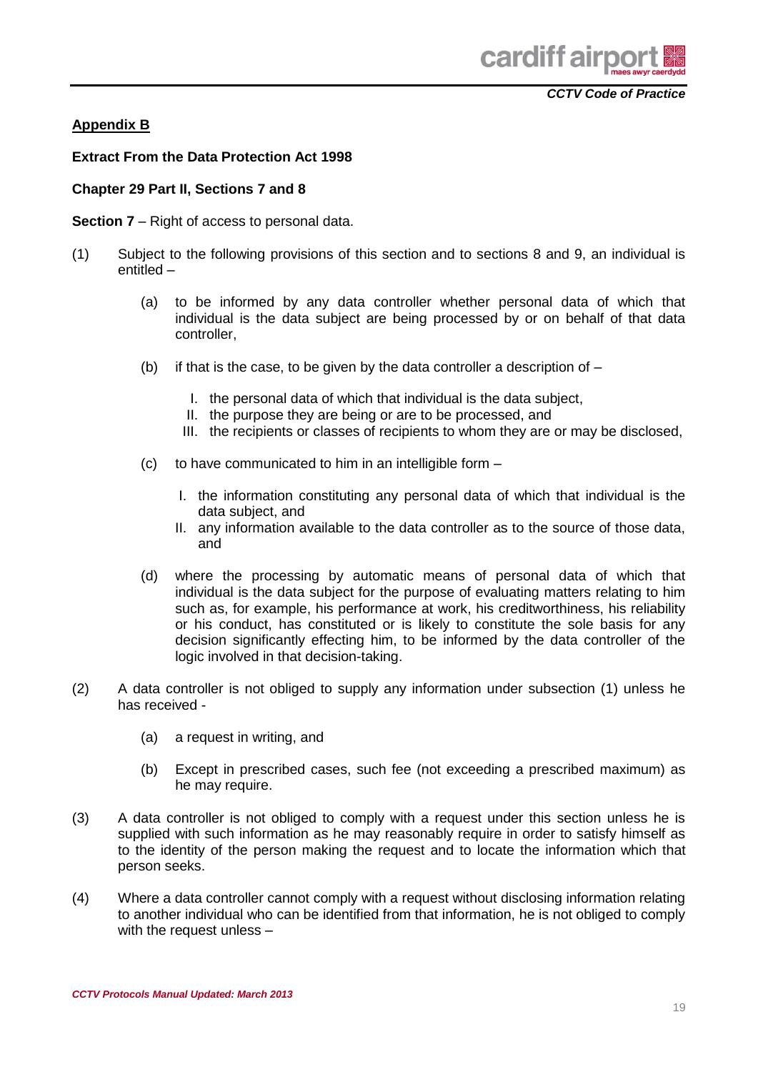## Appendix B

**Extract From the Data Protection Act 1998**

**Chapter 29 Part II, Sections 7 and 8**

**Section 7** – Right of access to personal data.

(1) Subject to the following provisions of this section and to sections 8 and 9, an individual is entitled –

   (a) to be informed by any data controller whether personal data of which that individual is the data subject are being processed by or on behalf of that data controller,

   (b) if that is the case, to be given by the data controller a description of –

      I. the personal data of which that individual is the data subject,
      II. the purpose they are being or are to be processed, and
      III. the recipients or classes of recipients to whom they are or may be disclosed,

   (c) to have communicated to him in an intelligible form –

      I. the information constituting any personal data of which that individual is the data subject, and
      II. any information available to the data controller as to the source of those data, and

   (d) where the processing by automatic means of personal data of which that individual is the data subject for the purpose of evaluating matters relating to him such as, for example, his performance at work, his creditworthiness, his reliability or his conduct, has constituted or is likely to constitute the sole basis for any decision significantly effecting him, to be informed by the data controller of the logic involved in that decision-taking.

(2) A data controller is not obliged to supply any information under subsection (1) unless he has received -

   (a) a request in writing, and

   (b) Except in prescribed cases, such fee (not exceeding a prescribed maximum) as he may require.

(3) A data controller is not obliged to comply with a request under this section unless he is supplied with such information as he may reasonably require in order to satisfy himself as to the identity of the person making the request and to locate the information which that person seeks.

(4) Where a data controller cannot comply with a request without disclosing information relating to another individual who can be identified from that information, he is not obliged to comply with the request unless –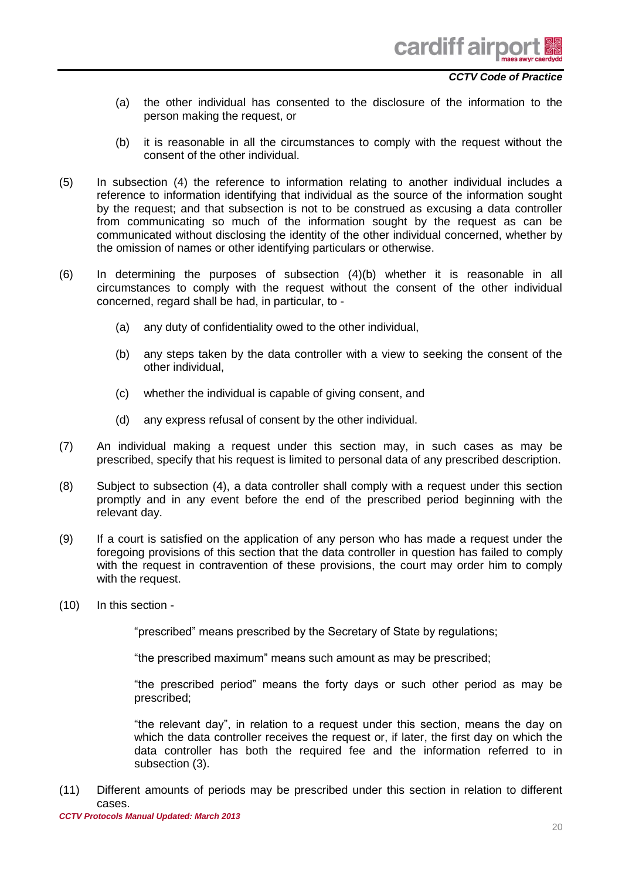(a) the other individual has consented to the disclosure of the information to the person making the request, or

(b) it is reasonable in all the circumstances to comply with the request without the consent of the other individual.

(5) In subsection (4) the reference to information relating to another individual includes a reference to information identifying that individual as the source of the information sought by the request; and that subsection is not to be construed as excusing a data controller from communicating so much of the information sought by the request as can be communicated without disclosing the identity of the other individual concerned, whether by the omission of names or other identifying particulars or otherwise.

(6) In determining the purposes of subsection (4)(b) whether it is reasonable in all circumstances to comply with the request without the consent of the other individual concerned, regard shall be had, in particular, to -

(a) any duty of confidentiality owed to the other individual,

(b) any steps taken by the data controller with a view to seeking the consent of the other individual,

(c) whether the individual is capable of giving consent, and

(d) any express refusal of consent by the other individual.

(7) An individual making a request under this section may, in such cases as may be prescribed, specify that his request is limited to personal data of any prescribed description.

(8) Subject to subsection (4), a data controller shall comply with a request under this section promptly and in any event before the end of the prescribed period beginning with the relevant day.

(9) If a court is satisfied on the application of any person who has made a request under the foregoing provisions of this section that the data controller in question has failed to comply with the request in contravention of these provisions, the court may order him to comply with the request.

(10) In this section -

"prescribed" means prescribed by the Secretary of State by regulations;

"the prescribed maximum" means such amount as may be prescribed;

"the prescribed period" means the forty days or such other period as may be prescribed;

"the relevant day", in relation to a request under this section, means the day on which the data controller receives the request or, if later, the first day on which the data controller has both the required fee and the information referred to in subsection (3).

(11) Different amounts of periods may be prescribed under this section in relation to different cases.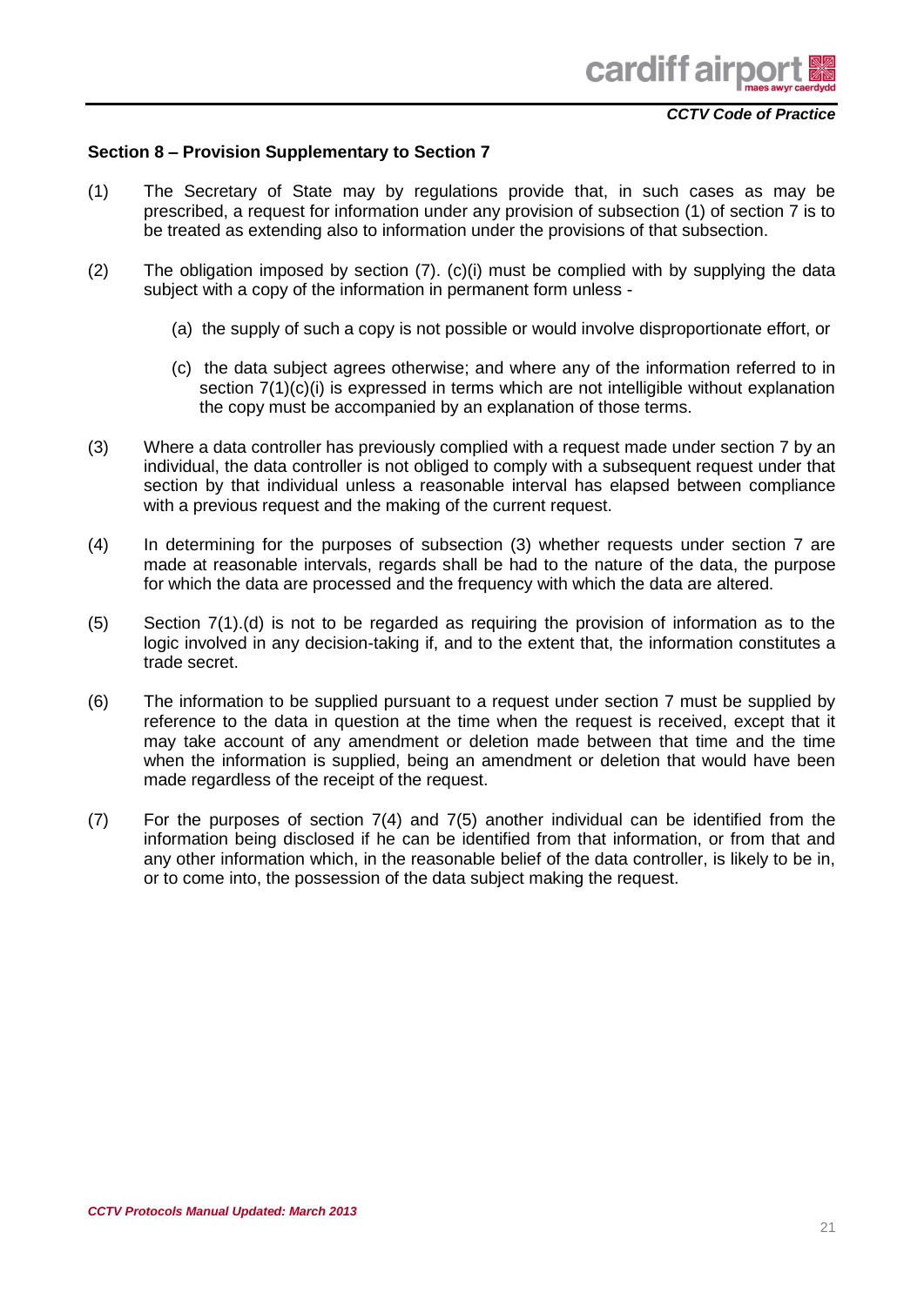### Section 8 – Provision Supplementary to Section 7

(1) The Secretary of State may by regulations provide that, in such cases as may be prescribed, a request for information under any provision of subsection (1) of section 7 is to be treated as extending also to information under the provisions of that subsection.

(2) The obligation imposed by section (7). (c)(i) must be complied with by supplying the data subject with a copy of the information in permanent form unless -

  (a) the supply of such a copy is not possible or would involve disproportionate effort, or

  (c) the data subject agrees otherwise; and where any of the information referred to in section 7(1)(c)(i) is expressed in terms which are not intelligible without explanation the copy must be accompanied by an explanation of those terms.

(3) Where a data controller has previously complied with a request made under section 7 by an individual, the data controller is not obliged to comply with a subsequent request under that section by that individual unless a reasonable interval has elapsed between compliance with a previous request and the making of the current request.

(4) In determining for the purposes of subsection (3) whether requests under section 7 are made at reasonable intervals, regards shall be had to the nature of the data, the purpose for which the data are processed and the frequency with which the data are altered.

(5) Section 7(1).(d) is not to be regarded as requiring the provision of information as to the logic involved in any decision-taking if, and to the extent that, the information constitutes a trade secret.

(6) The information to be supplied pursuant to a request under section 7 must be supplied by reference to the data in question at the time when the request is received, except that it may take account of any amendment or deletion made between that time and the time when the information is supplied, being an amendment or deletion that would have been made regardless of the receipt of the request.

(7) For the purposes of section 7(4) and 7(5) another individual can be identified from the information being disclosed if he can be identified from that information, or from that and any other information which, in the reasonable belief of the data controller, is likely to be in, or to come into, the possession of the data subject making the request.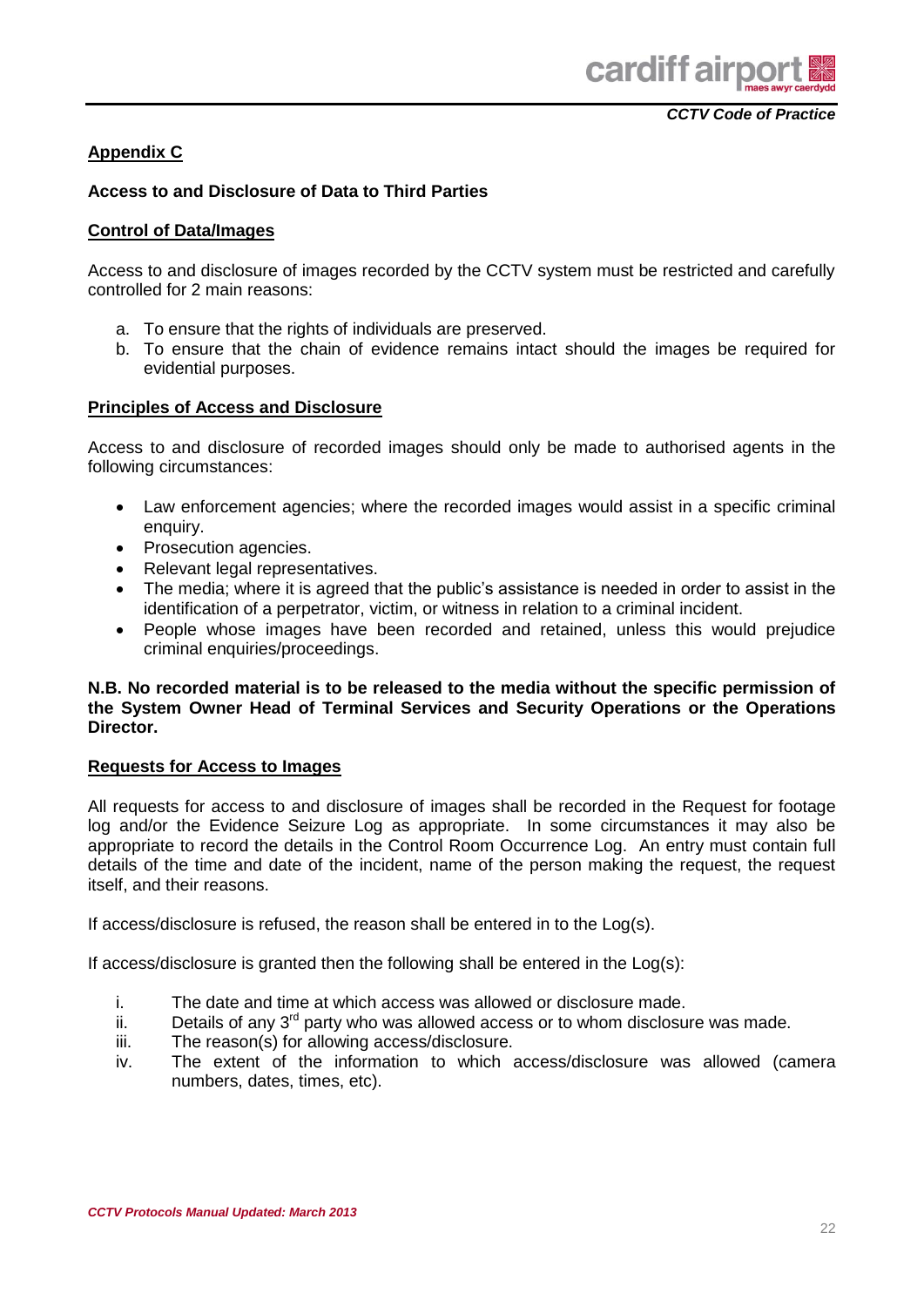## Appendix C

### Access to and Disclosure of Data to Third Parties

#### Control of Data/Images

Access to and disclosure of images recorded by the CCTV system must be restricted and carefully controlled for 2 main reasons:

a. To ensure that the rights of individuals are preserved.
b. To ensure that the chain of evidence remains intact should the images be required for evidential purposes.

#### Principles of Access and Disclosure

Access to and disclosure of recorded images should only be made to authorised agents in the following circumstances:

- Law enforcement agencies; where the recorded images would assist in a specific criminal enquiry.
- Prosecution agencies.
- Relevant legal representatives.
- The media; where it is agreed that the public's assistance is needed in order to assist in the identification of a perpetrator, victim, or witness in relation to a criminal incident.
- People whose images have been recorded and retained, unless this would prejudice criminal enquiries/proceedings.

**N.B. No recorded material is to be released to the media without the specific permission of the System Owner Head of Terminal Services and Security Operations or the Operations Director.**

#### Requests for Access to Images

All requests for access to and disclosure of images shall be recorded in the Request for footage log and/or the Evidence Seizure Log as appropriate. In some circumstances it may also be appropriate to record the details in the Control Room Occurrence Log. An entry must contain full details of the time and date of the incident, name of the person making the request, the request itself, and their reasons.

If access/disclosure is refused, the reason shall be entered in to the Log(s).

If access/disclosure is granted then the following shall be entered in the Log(s):

i. The date and time at which access was allowed or disclosure made.
ii. Details of any 3rd party who was allowed access or to whom disclosure was made.
iii. The reason(s) for allowing access/disclosure.
iv. The extent of the information to which access/disclosure was allowed (camera numbers, dates, times, etc).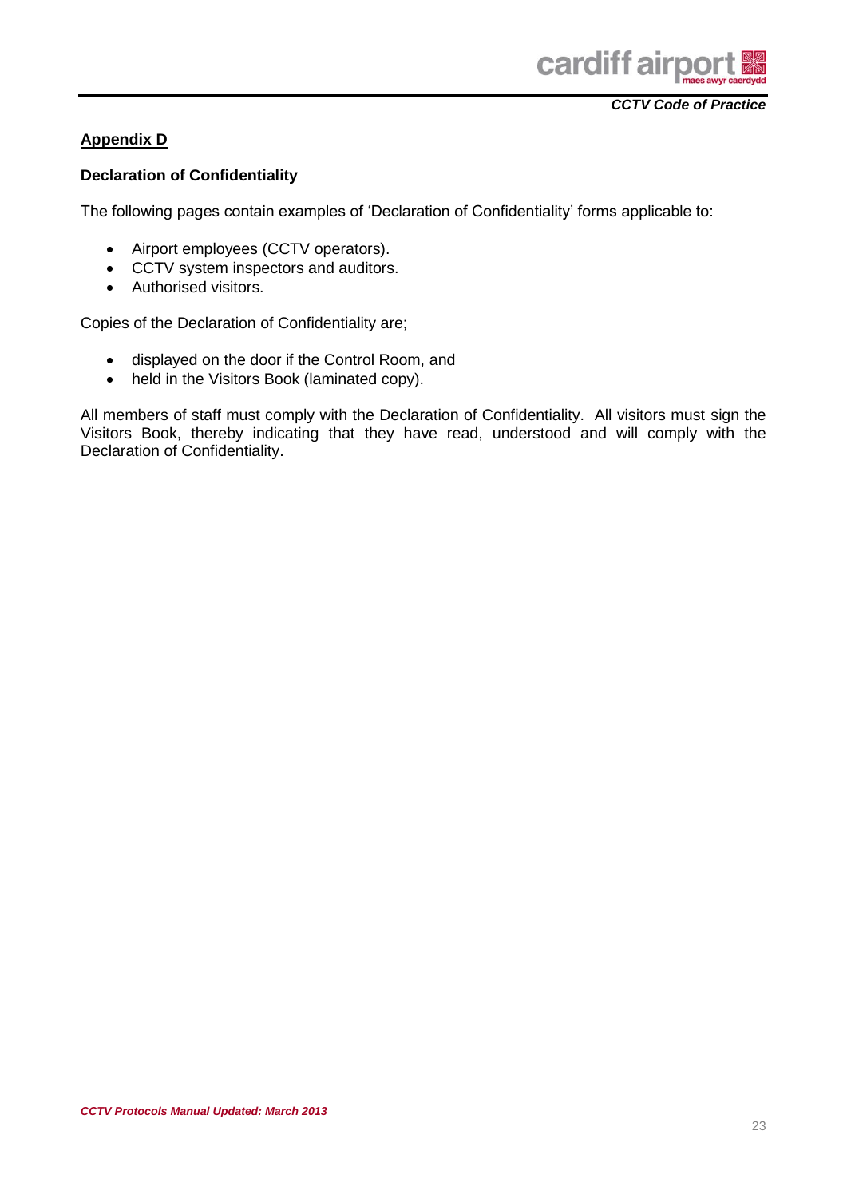## Appendix D

### Declaration of Confidentiality

The following pages contain examples of 'Declaration of Confidentiality' forms applicable to:

- Airport employees (CCTV operators).
- CCTV system inspectors and auditors.
- Authorised visitors.

Copies of the Declaration of Confidentiality are;

- displayed on the door if the Control Room, and
- held in the Visitors Book (laminated copy).

All members of staff must comply with the Declaration of Confidentiality. All visitors must sign the Visitors Book, thereby indicating that they have read, understood and will comply with the Declaration of Confidentiality.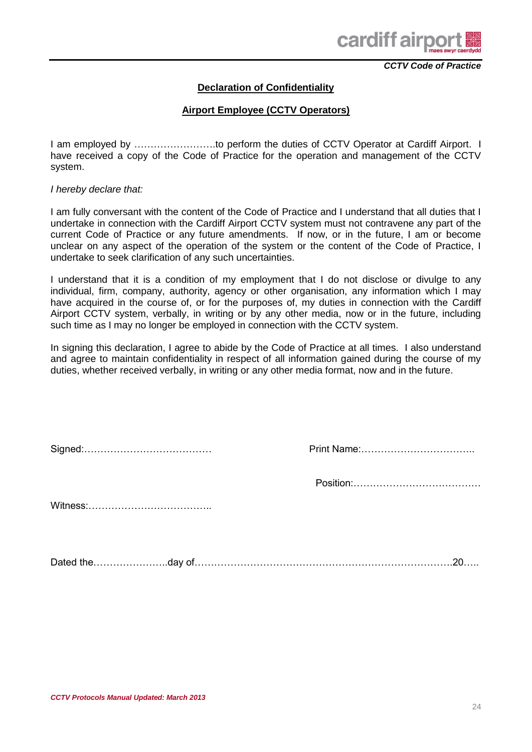## Declaration of Confidentiality

## Airport Employee (CCTV Operators)

I am employed by …………………….to perform the duties of CCTV Operator at Cardiff Airport. I have received a copy of the Code of Practice for the operation and management of the CCTV system.

*I hereby declare that:*

I am fully conversant with the content of the Code of Practice and I understand that all duties that I undertake in connection with the Cardiff Airport CCTV system must not contravene any part of the current Code of Practice or any future amendments. If now, or in the future, I am or become unclear on any aspect of the operation of the system or the content of the Code of Practice, I undertake to seek clarification of any such uncertainties.

I understand that it is a condition of my employment that I do not disclose or divulge to any individual, firm, company, authority, agency or other organisation, any information which I may have acquired in the course of, or for the purposes of, my duties in connection with the Cardiff Airport CCTV system, verbally, in writing or by any other media, now or in the future, including such time as I may no longer be employed in connection with the CCTV system.

In signing this declaration, I agree to abide by the Code of Practice at all times. I also understand and agree to maintain confidentiality in respect of all information gained during the course of my duties, whether received verbally, in writing or any other media format, now and in the future.

Signed:………………………………… Print Name:……………………………..

Position:…………………………………

Witness:………………………………..

Dated the…………………..day of…………………………………………………………………….20…..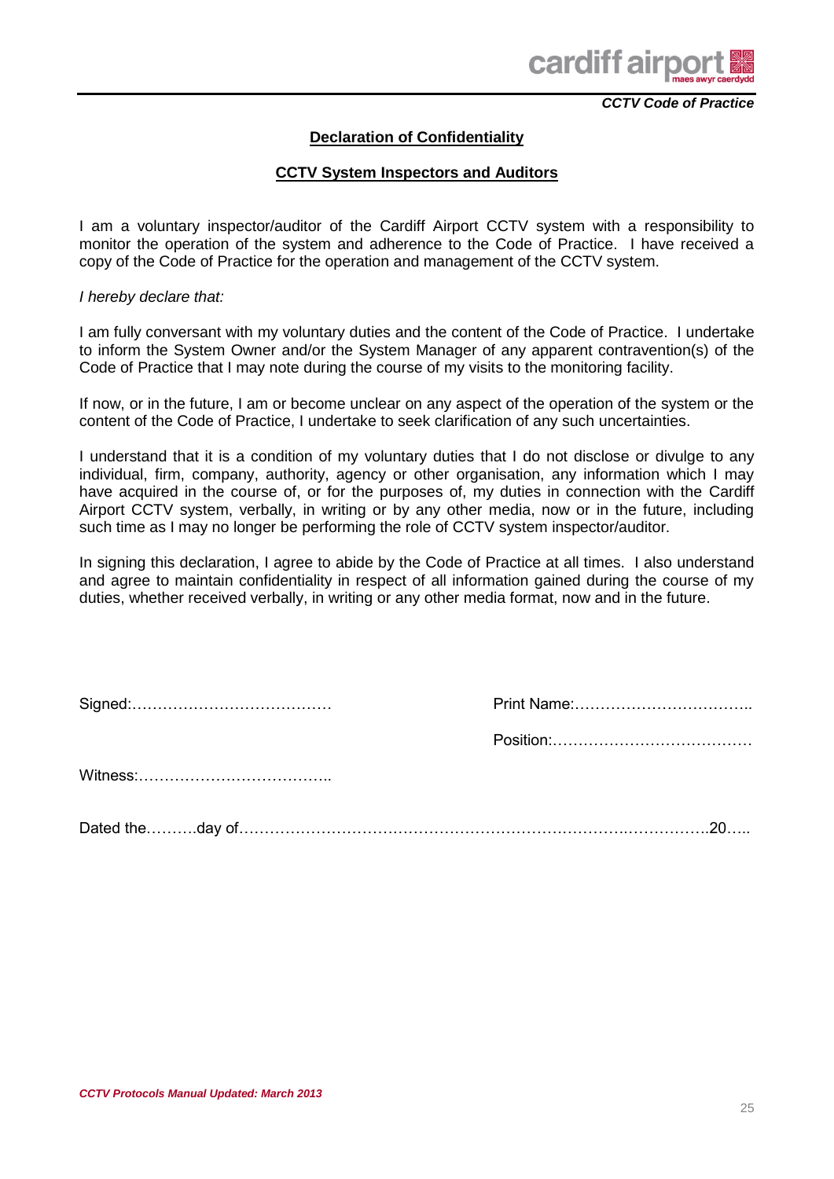## Declaration of Confidentiality

## CCTV System Inspectors and Auditors

I am a voluntary inspector/auditor of the Cardiff Airport CCTV system with a responsibility to monitor the operation of the system and adherence to the Code of Practice. I have received a copy of the Code of Practice for the operation and management of the CCTV system.

*I hereby declare that:*

I am fully conversant with my voluntary duties and the content of the Code of Practice. I undertake to inform the System Owner and/or the System Manager of any apparent contravention(s) of the Code of Practice that I may note during the course of my visits to the monitoring facility.

If now, or in the future, I am or become unclear on any aspect of the operation of the system or the content of the Code of Practice, I undertake to seek clarification of any such uncertainties.

I understand that it is a condition of my voluntary duties that I do not disclose or divulge to any individual, firm, company, authority, agency or other organisation, any information which I may have acquired in the course of, or for the purposes of, my duties in connection with the Cardiff Airport CCTV system, verbally, in writing or by any other media, now or in the future, including such time as I may no longer be performing the role of CCTV system inspector/auditor.

In signing this declaration, I agree to abide by the Code of Practice at all times. I also understand and agree to maintain confidentiality in respect of all information gained during the course of my duties, whether received verbally, in writing or any other media format, now and in the future.

Signed:…………………………………          Print Name:……………………………..

Position:…………………………………

Witness:………………………………..

Dated the……….day of……………………………………………………………………………….20…..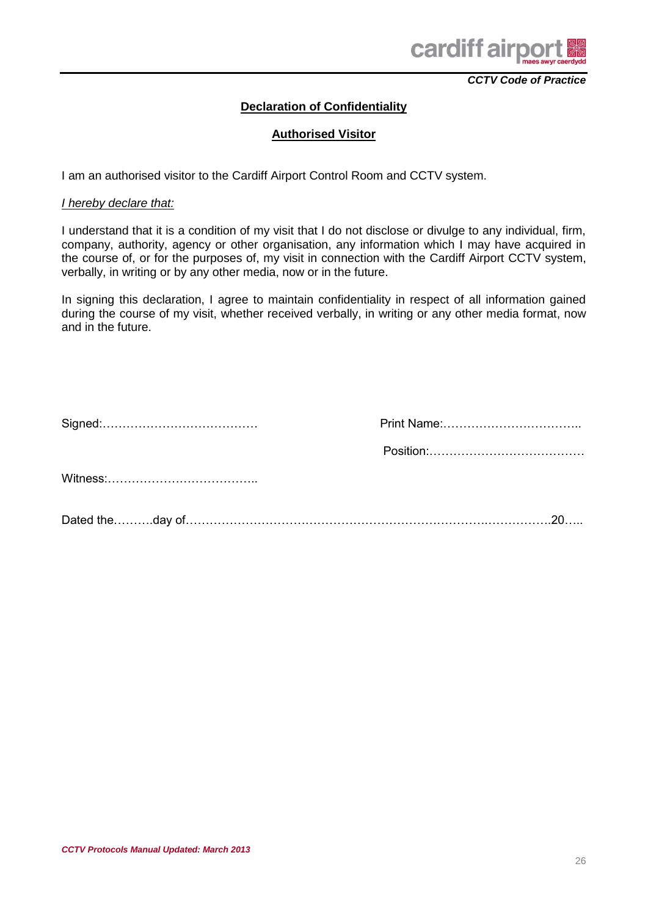## Declaration of Confidentiality

### Authorised Visitor

I am an authorised visitor to the Cardiff Airport Control Room and CCTV system.

*I hereby declare that:*

I understand that it is a condition of my visit that I do not disclose or divulge to any individual, firm, company, authority, agency or other organisation, any information which I may have acquired in the course of, or for the purposes of, my visit in connection with the Cardiff Airport CCTV system, verbally, in writing or by any other media, now or in the future.

In signing this declaration, I agree to maintain confidentiality in respect of all information gained during the course of my visit, whether received verbally, in writing or any other media format, now and in the future.

Signed:………………………………… Print Name:……………………………..

Position:…………………………………

Witness:………………………………..

Dated the……….day of…………………………………………………………….…………….20…..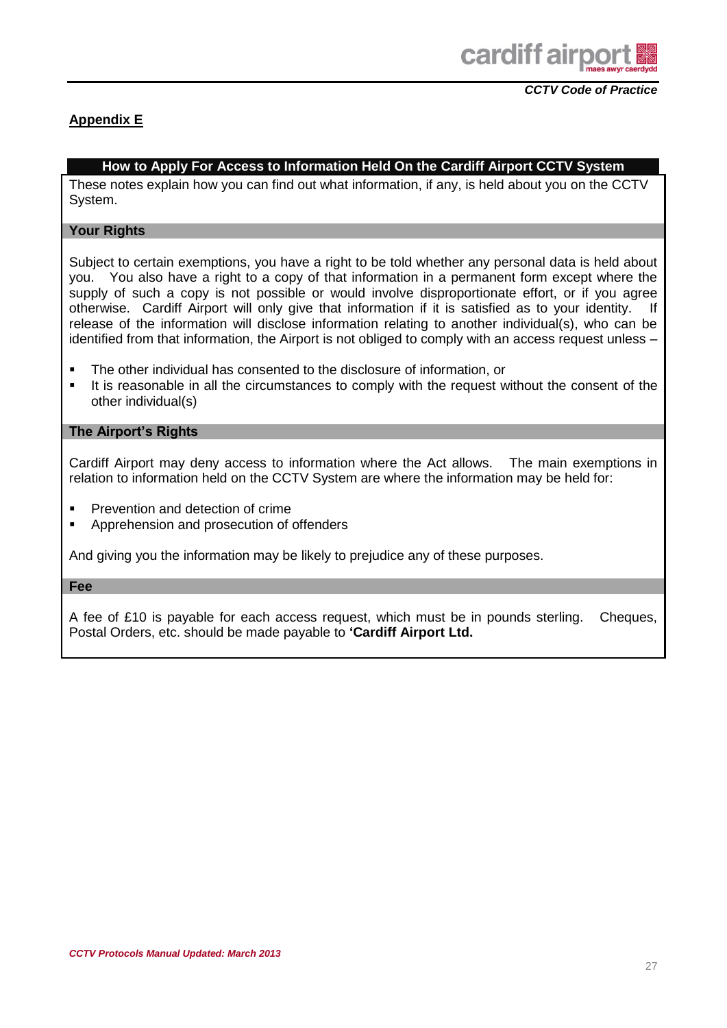## Appendix E

### How to Apply For Access to Information Held On the Cardiff Airport CCTV System

These notes explain how you can find out what information, if any, is held about you on the CCTV System.

#### Your Rights

Subject to certain exemptions, you have a right to be told whether any personal data is held about you. You also have a right to a copy of that information in a permanent form except where the supply of such a copy is not possible or would involve disproportionate effort, or if you agree otherwise. Cardiff Airport will only give that information if it is satisfied as to your identity. If release of the information will disclose information relating to another individual(s), who can be identified from that information, the Airport is not obliged to comply with an access request unless –

- The other individual has consented to the disclosure of information, or
- It is reasonable in all the circumstances to comply with the request without the consent of the other individual(s)

#### The Airport's Rights

Cardiff Airport may deny access to information where the Act allows. The main exemptions in relation to information held on the CCTV System are where the information may be held for:

- Prevention and detection of crime
- Apprehension and prosecution of offenders

And giving you the information may be likely to prejudice any of these purposes.

#### Fee

A fee of £10 is payable for each access request, which must be in pounds sterling. Cheques, Postal Orders, etc. should be made payable to **'Cardiff Airport Ltd.**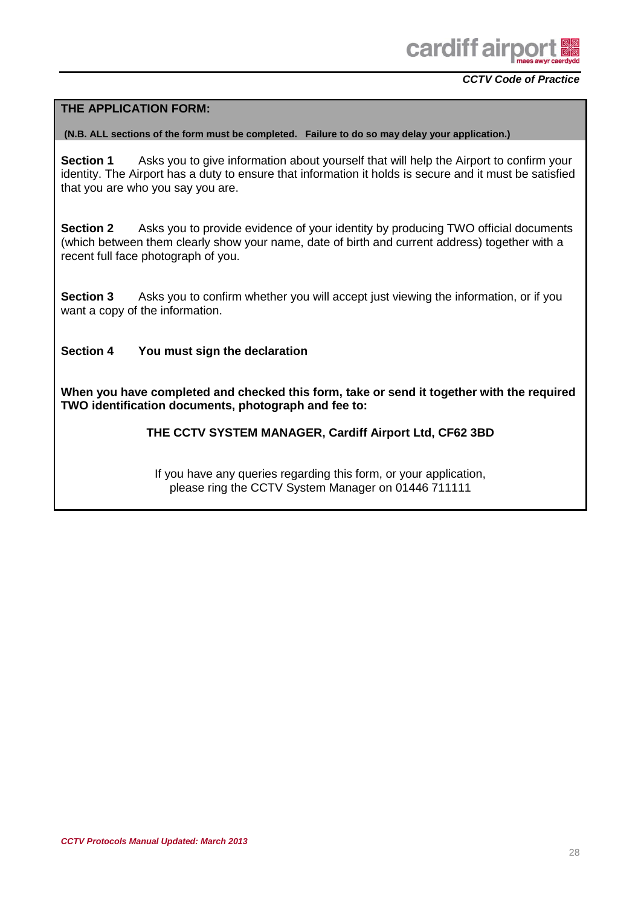## THE APPLICATION FORM:

**(N.B. ALL sections of the form must be completed. Failure to do so may delay your application.)**

**Section 1** Asks you to give information about yourself that will help the Airport to confirm your identity. The Airport has a duty to ensure that information it holds is secure and it must be satisfied that you are who you say you are.

**Section 2** Asks you to provide evidence of your identity by producing TWO official documents (which between them clearly show your name, date of birth and current address) together with a recent full face photograph of you.

**Section 3** Asks you to confirm whether you will accept just viewing the information, or if you want a copy of the information.

**Section 4 You must sign the declaration**

**When you have completed and checked this form, take or send it together with the required TWO identification documents, photograph and fee to:**

**THE CCTV SYSTEM MANAGER, Cardiff Airport Ltd, CF62 3BD**

If you have any queries regarding this form, or your application, please ring the CCTV System Manager on 01446 711111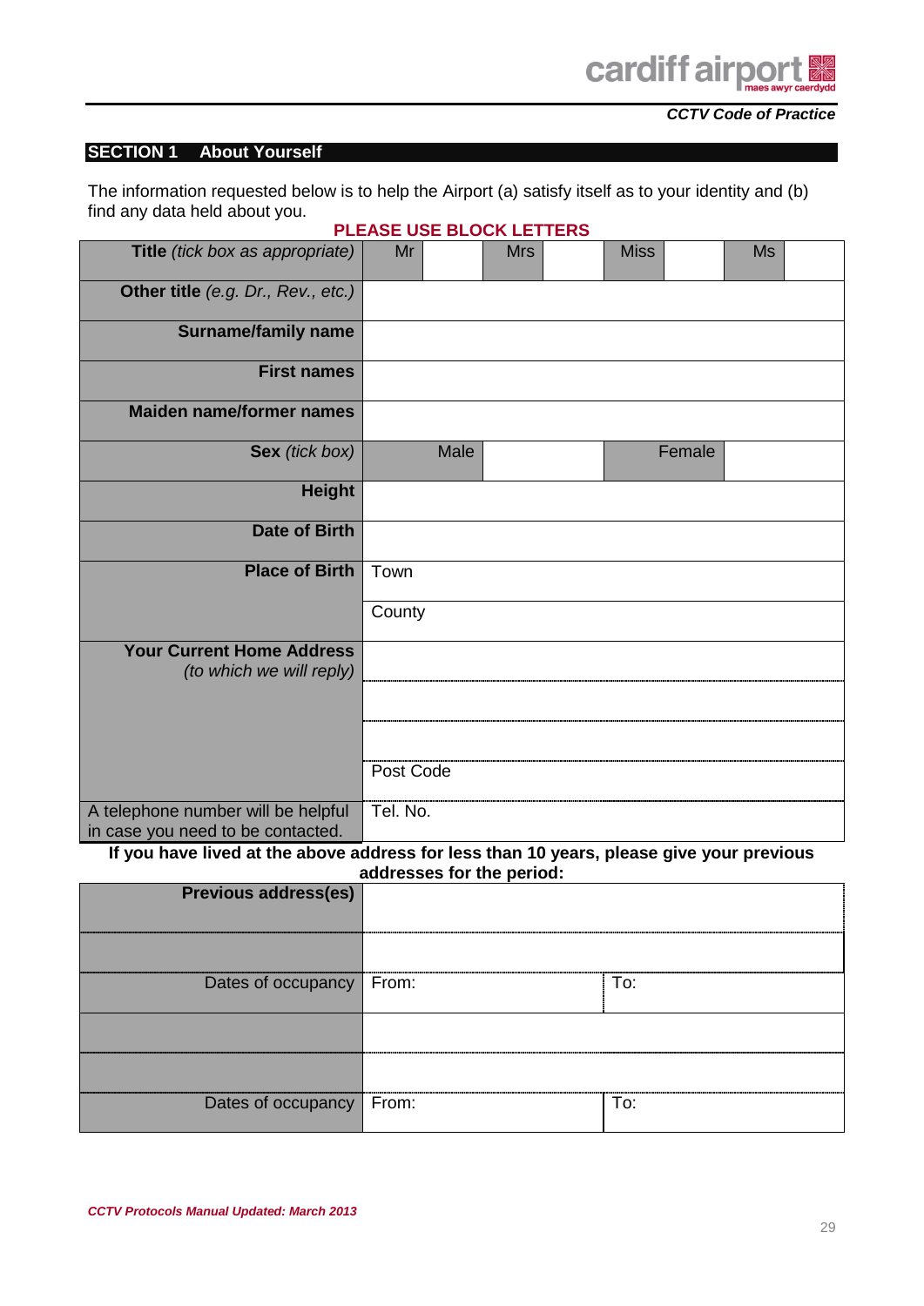## SECTION 1 About Yourself

The information requested below is to help the Airport (a) satisfy itself as to your identity and (b) find any data held about you.

**PLEASE USE BLOCK LETTERS**

| | | | | | | | | |
|---|---|---|---|---|---|---|---|---|
| **Title** *(tick box as appropriate)* | Mr | | Mrs | | Miss | | Ms | |
| **Other title** *(e.g. Dr., Rev., etc.)* | | | | | | | | |
| **Surname/family name** | | | | | | | | |
| **First names** | | | | | | | | |
| **Maiden name/former names** | | | | | | | | |
| **Sex** *(tick box)* | Male | | | | Female | | | |
| **Height** | | | | | | | | |
| **Date of Birth** | | | | | | | | |
| **Place of Birth** | Town | | | | | | | |
| | County | | | | | | | |
| **Your Current Home Address** *(to which we will reply)* | | | | | | | | |
| | | | | | | | | |
| | | | | | | | | |
| | Post Code | | | | | | | |
| A telephone number will be helpful in case you need to be contacted. | Tel. No. | | | | | | | |

**If you have lived at the above address for less than 10 years, please give your previous addresses for the period:**

| | | |
|---|---|---|
| **Previous address(es)** | | |
| | | |
| Dates of occupancy | From: | To: |
| | | |
| | | |
| Dates of occupancy | From: | To: |

*CCTV Protocols Manual Updated: March 2013*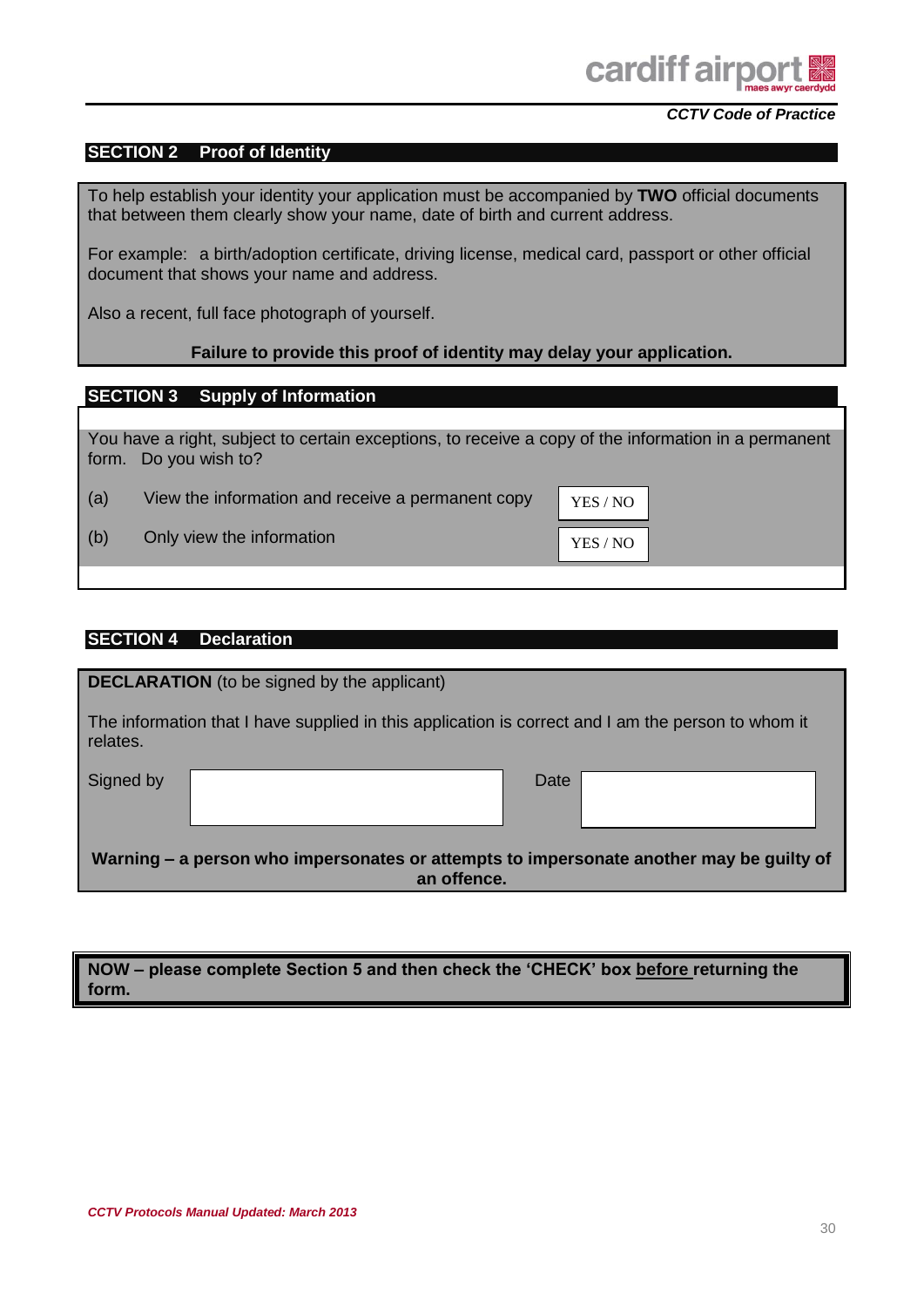## SECTION 2 Proof of Identity

To help establish your identity your application must be accompanied by **TWO** official documents that between them clearly show your name, date of birth and current address.

For example: a birth/adoption certificate, driving license, medical card, passport or other official document that shows your name and address.

Also a recent, full face photograph of yourself.

**Failure to provide this proof of identity may delay your application.**

## SECTION 3 Supply of Information

You have a right, subject to certain exceptions, to receive a copy of the information in a permanent form. Do you wish to?

| | | |
|---|---|---|
| (a) | View the information and receive a permanent copy | YES / NO |
| (b) | Only view the information | YES / NO |

## SECTION 4 Declaration

**DECLARATION** (to be signed by the applicant)

The information that I have supplied in this application is correct and I am the person to whom it relates.

| Signed by | | Date | |
|---|---|---|---|

**Warning – a person who impersonates or attempts to impersonate another may be guilty of an offence.**

**NOW – please complete Section 5 and then check the 'CHECK' box before returning the form.**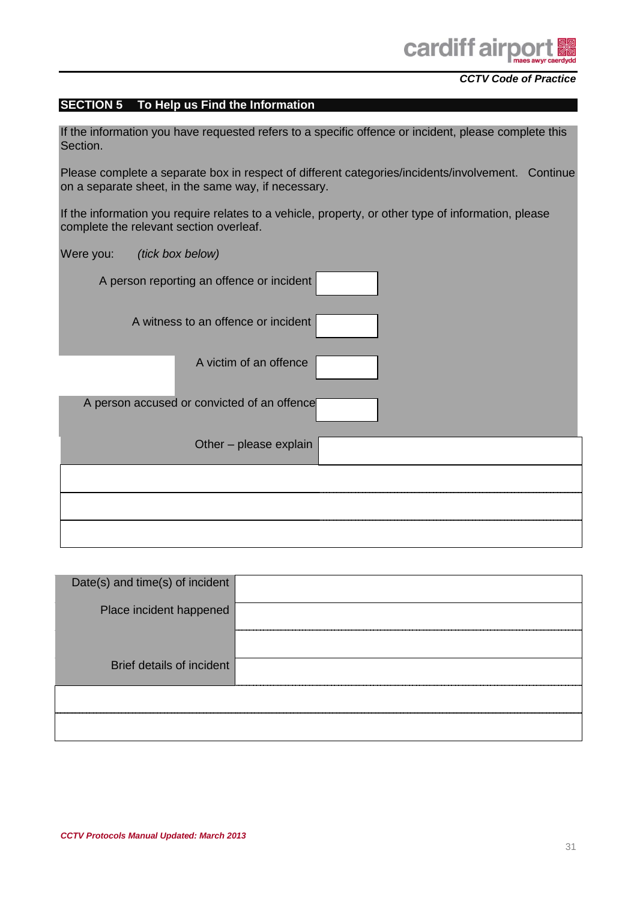## SECTION 5 To Help us Find the Information

If the information you have requested refers to a specific offence or incident, please complete this Section.

Please complete a separate box in respect of different categories/incidents/involvement. Continue on a separate sheet, in the same way, if necessary.

If the information you require relates to a vehicle, property, or other type of information, please complete the relevant section overleaf.

Were you: *(tick box below)*

| | |
|---|---|
| A person reporting an offence or incident | |
| A witness to an offence or incident | |
| A victim of an offence | |
| A person accused or convicted of an offence | |
| Other – please explain | |
| | |
| | |
| | |

| | |
|---|---|
| Date(s) and time(s) of incident | |
| Place incident happened | |
| | |
| Brief details of incident | |
| | |
| | |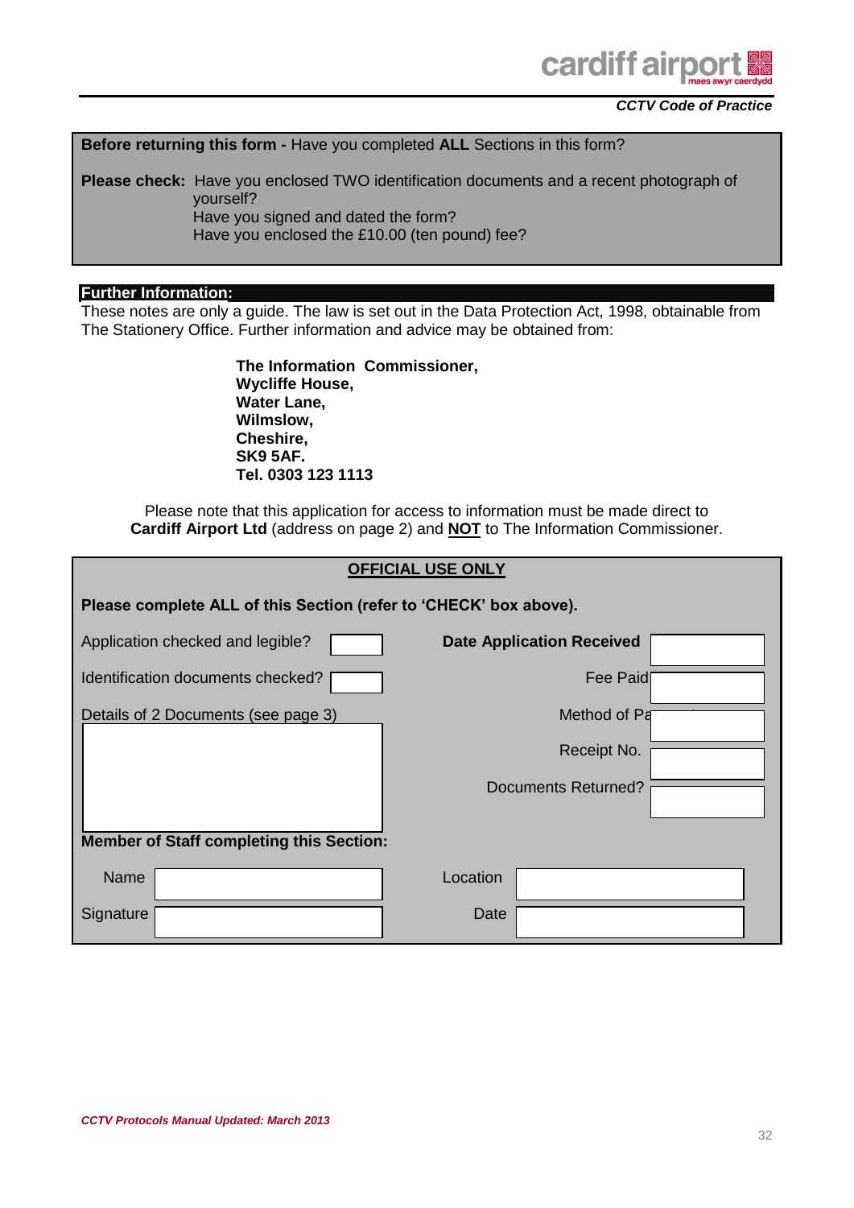**Before returning this form -** Have you completed **ALL** Sections in this form?

**Please check:** Have you enclosed TWO identification documents and a recent photograph of yourself?
Have you signed and dated the form?
Have you enclosed the £10.00 (ten pound) fee?

## Further Information:

These notes are only a guide. The law is set out in the Data Protection Act, 1998, obtainable from The Stationery Office. Further information and advice may be obtained from:

**The Information Commissioner,**
**Wycliffe House,**
**Water Lane,**
**Wilmslow,**
**Cheshire,**
**SK9 5AF.**
**Tel. 0303 123 1113**

Please note that this application for access to information must be made direct to **Cardiff Airport Ltd** (address on page 2) and **NOT** to The Information Commissioner.

## OFFICIAL USE ONLY

**Please complete ALL of this Section (refer to 'CHECK' box above).**

| | | | |
|---|---|---|---|
| Application checked and legible? | | **Date Application Received** | |
| Identification documents checked? | | Fee Paid | |
| Details of 2 Documents (see page 3) | | Method of Pa | |
| | | Receipt No. | |
| | | Documents Returned? | |

**Member of Staff completing this Section:**

| | | | |
|---|---|---|---|
| Name | | Location | |
| Signature | | Date | |

*CCTV Protocols Manual Updated: March 2013*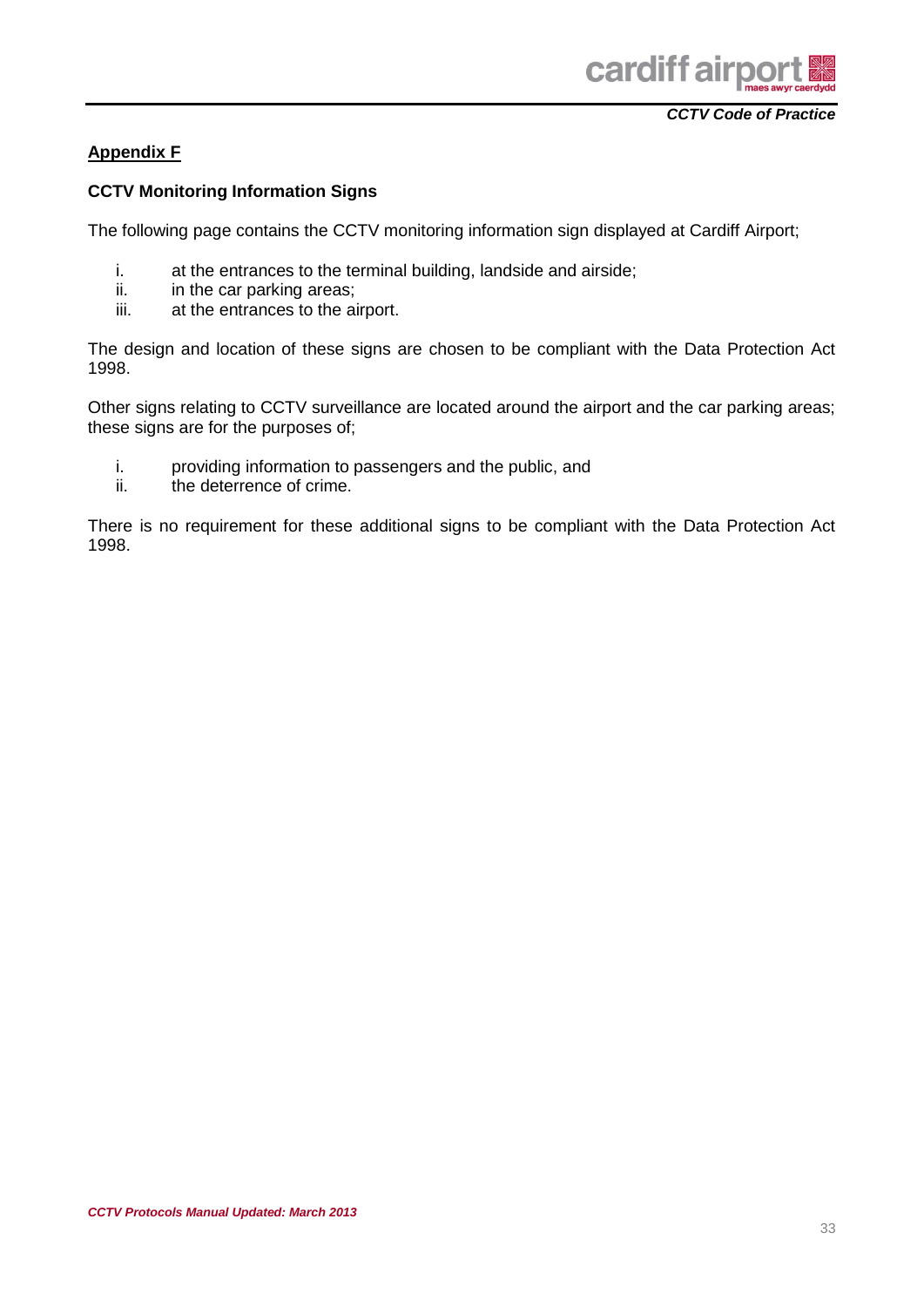## Appendix F

### CCTV Monitoring Information Signs

The following page contains the CCTV monitoring information sign displayed at Cardiff Airport;

i. at the entrances to the terminal building, landside and airside;
ii. in the car parking areas;
iii. at the entrances to the airport.

The design and location of these signs are chosen to be compliant with the Data Protection Act 1998.

Other signs relating to CCTV surveillance are located around the airport and the car parking areas; these signs are for the purposes of;

i. providing information to passengers and the public, and
ii. the deterrence of crime.

There is no requirement for these additional signs to be compliant with the Data Protection Act 1998.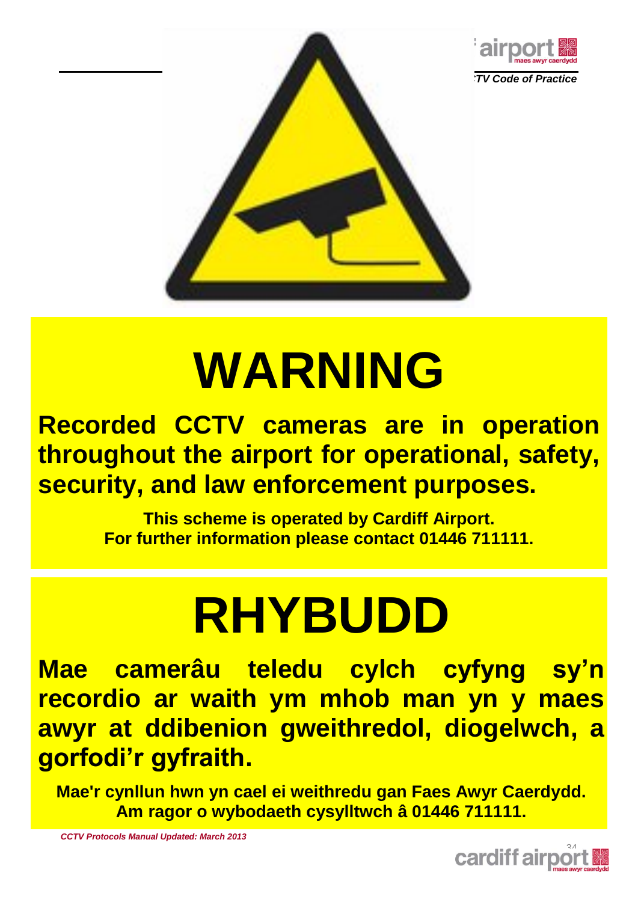# WARNING

**Recorded CCTV cameras are in operation throughout the airport for operational, safety, security, and law enforcement purposes.**

**This scheme is operated by Cardiff Airport.**
**For further information please contact 01446 711111.**

# RHYBUDD

**Mae camerâu teledu cylch cyfyng sy'n recordio ar waith ym mhob man yn y maes awyr at ddibenion gweithredol, diogelwch, a gorfodi'r gyfraith.**

**Mae'r cynllun hwn yn cael ei weithredu gan Faes Awyr Caerdydd.**
**Am ragor o wybodaeth cysylltwch â 01446 711111.**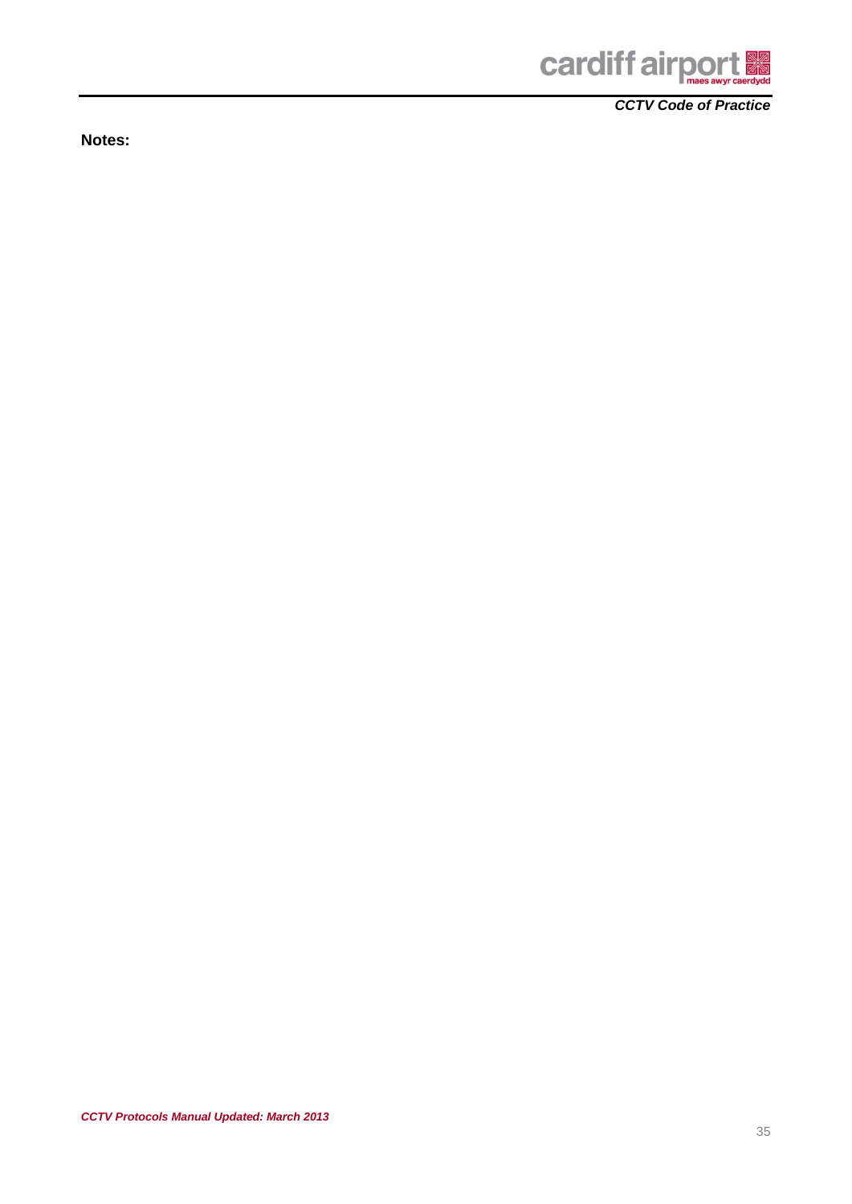**Notes:**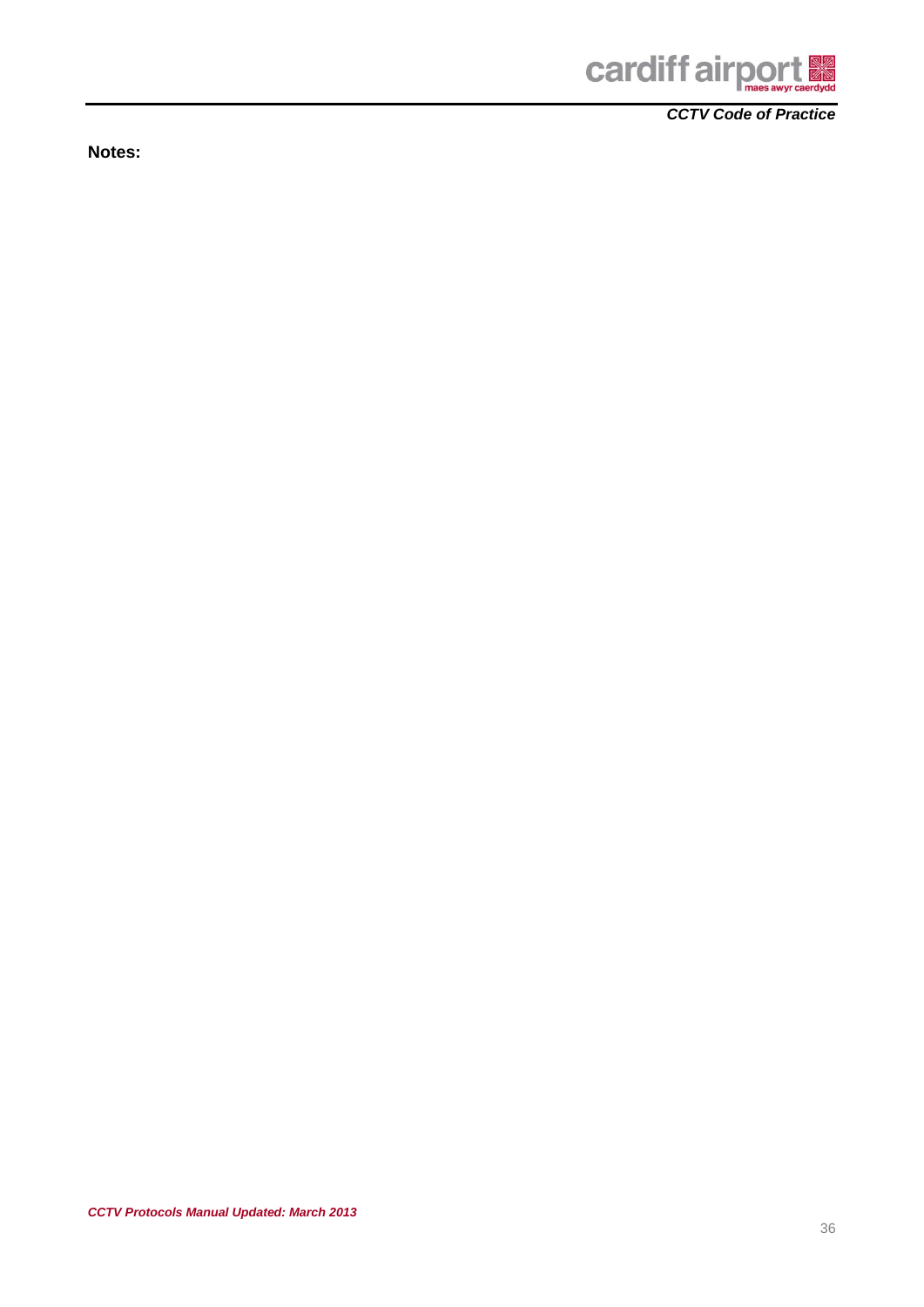**Notes:**